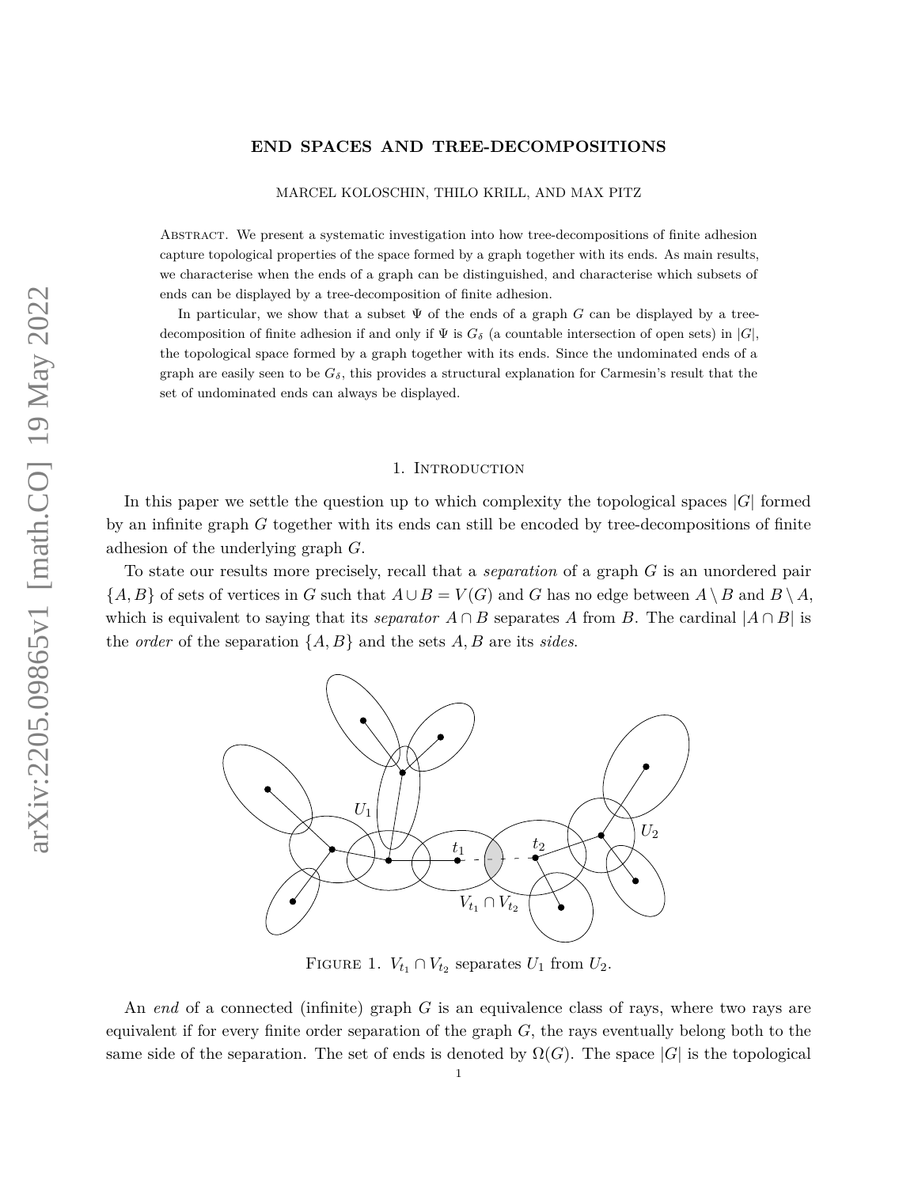# END SPACES AND TREE-DECOMPOSITIONS

MARCEL KOLOSCHIN, THILO KRILL, AND MAX PITZ

Abstract. We present a systematic investigation into how tree-decompositions of finite adhesion capture topological properties of the space formed by a graph together with its ends. As main results, we characterise when the ends of a graph can be distinguished, and characterise which subsets of ends can be displayed by a tree-decomposition of finite adhesion.

In particular, we show that a subset $\Psi$ of the ends of a graph $G$ can be displayed by a tree-decomposition of finite adhesion if and only if $\Psi$ is $G_\delta$ (a countable intersection of open sets) in $|G|$, the topological space formed by a graph together with its ends. Since the undominated ends of a graph are easily seen to be $G_\delta$, this provides a structural explanation for Carmesin's result that the set of undominated ends can always be displayed.

## 1. Introduction

In this paper we settle the question up to which complexity the topological spaces $|G|$ formed by an infinite graph $G$ together with its ends can still be encoded by tree-decompositions of finite adhesion of the underlying graph $G$.

To state our results more precisely, recall that a *separation* of a graph $G$ is an unordered pair $\{A, B\}$ of sets of vertices in $G$ such that $A \cup B = V(G)$ and $G$ has no edge between $A \setminus B$ and $B \setminus A$, which is equivalent to saying that its *separator* $A \cap B$ separates $A$ from $B$. The cardinal $|A \cap B|$ is the *order* of the separation $\{A, B\}$ and the sets $A, B$ are its *sides*.

Figure 1. $V_{t_1} \cap V_{t_2}$ separates $U_1$ from $U_2$.

An *end* of a connected (infinite) graph $G$ is an equivalence class of rays, where two rays are equivalent if for every finite order separation of the graph $G$, the rays eventually belong both to the same side of the separation. The set of ends is denoted by $\Omega(G)$. The space $|G|$ is the topological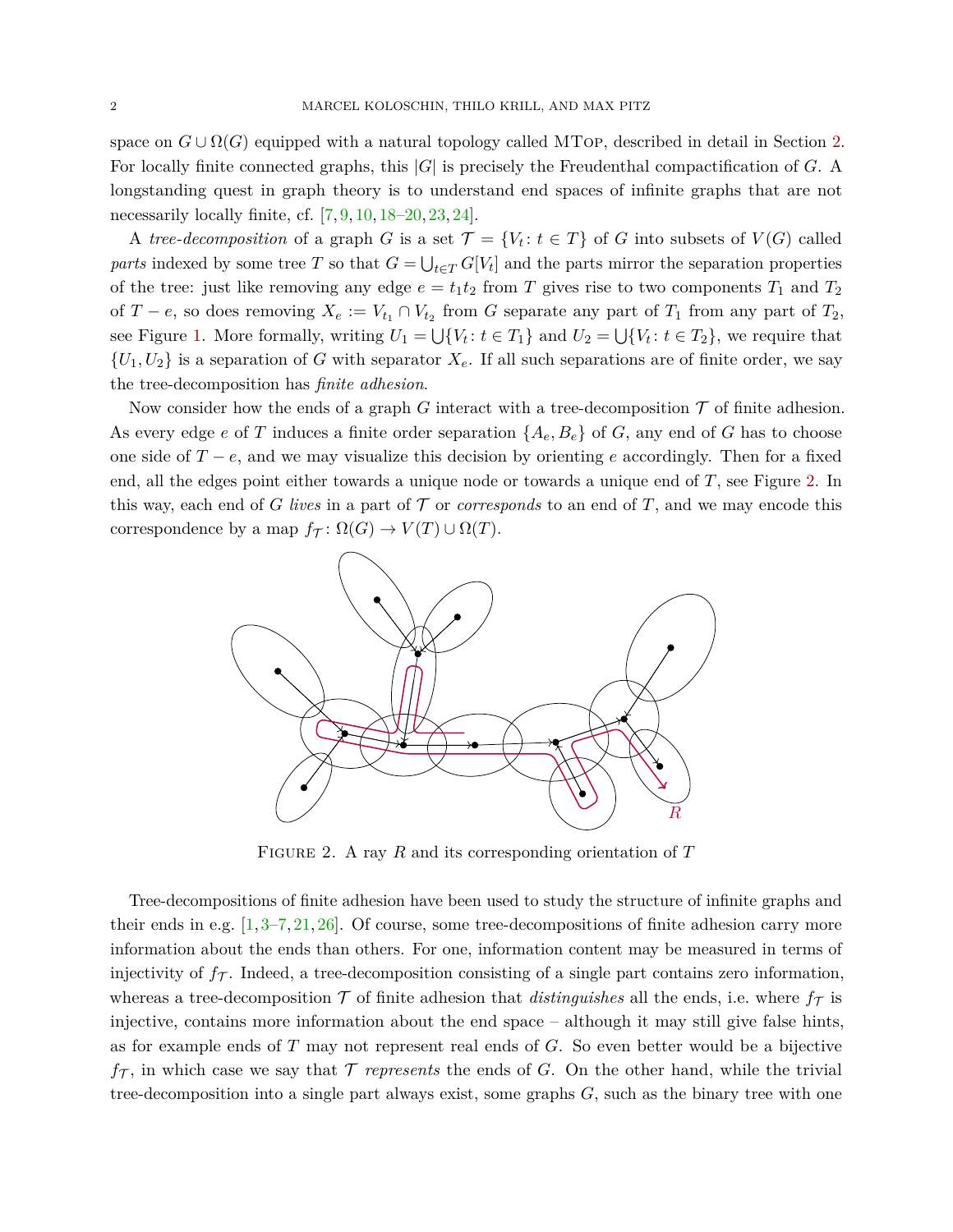space on $G \cup \Omega(G)$ equipped with a natural topology called MTop, described in detail in Section 2. For locally finite connected graphs, this $|G|$ is precisely the Freudenthal compactification of $G$. A longstanding quest in graph theory is to understand end spaces of infinite graphs that are not necessarily locally finite, cf. [7, 9, 10, 18–20, 23, 24].

A *tree-decomposition* of a graph $G$ is a set $\mathcal{T} = \{V_t : t \in T\}$ of $G$ into subsets of $V(G)$ called *parts* indexed by some tree $T$ so that $G = \bigcup_{t \in T} G[V_t]$ and the parts mirror the separation properties of the tree: just like removing any edge $e = t_1t_2$ from $T$ gives rise to two components $T_1$ and $T_2$ of $T - e$, so does removing $X_e := V_{t_1} \cap V_{t_2}$ from $G$ separate any part of $T_1$ from any part of $T_2$, see Figure 1. More formally, writing $U_1 = \bigcup\{V_t : t \in T_1\}$ and $U_2 = \bigcup\{V_t : t \in T_2\}$, we require that $\{U_1, U_2\}$ is a separation of $G$ with separator $X_e$. If all such separations are of finite order, we say the tree-decomposition has *finite adhesion*.

Now consider how the ends of a graph $G$ interact with a tree-decomposition $\mathcal{T}$ of finite adhesion. As every edge $e$ of $T$ induces a finite order separation $\{A_e, B_e\}$ of $G$, any end of $G$ has to choose one side of $T - e$, and we may visualize this decision by orienting $e$ accordingly. Then for a fixed end, all the edges point either towards a unique node or towards a unique end of $T$, see Figure 2. In this way, each end of $G$ *lives* in a part of $\mathcal{T}$ or *corresponds* to an end of $T$, and we may encode this correspondence by a map $f_{\mathcal{T}} : \Omega(G) \to V(T) \cup \Omega(T)$.

FIGURE 2. A ray $R$ and its corresponding orientation of $T$

Tree-decompositions of finite adhesion have been used to study the structure of infinite graphs and their ends in e.g. [1, 3–7, 21, 26]. Of course, some tree-decompositions of finite adhesion carry more information about the ends than others. For one, information content may be measured in terms of injectivity of $f_{\mathcal{T}}$. Indeed, a tree-decomposition consisting of a single part contains zero information, whereas a tree-decomposition $\mathcal{T}$ of finite adhesion that *distinguishes* all the ends, i.e. where $f_{\mathcal{T}}$ is injective, contains more information about the end space – although it may still give false hints, as for example ends of $T$ may not represent real ends of $G$. So even better would be a bijective $f_{\mathcal{T}}$, in which case we say that $\mathcal{T}$ *represents* the ends of $G$. On the other hand, while the trivial tree-decomposition into a single part always exist, some graphs $G$, such as the binary tree with one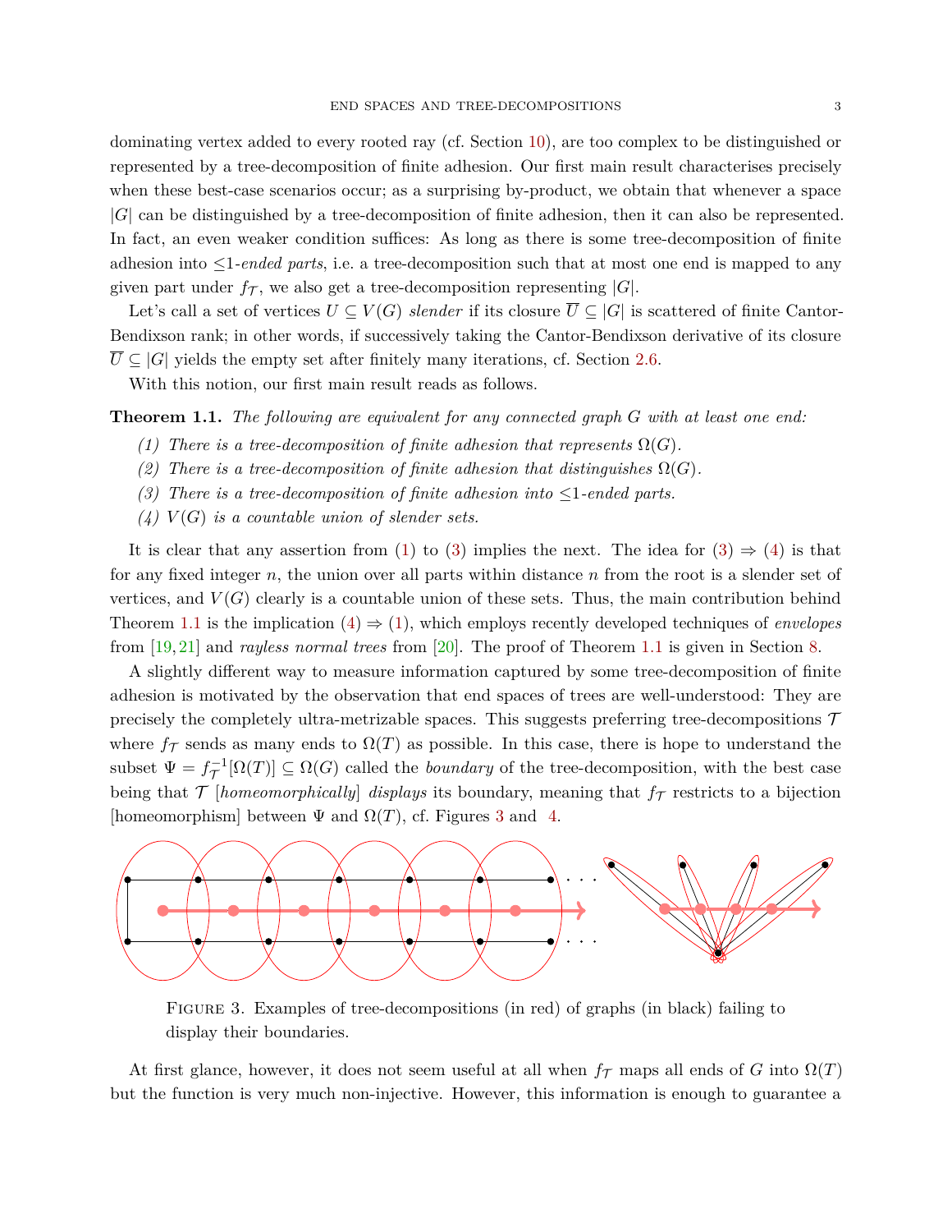dominating vertex added to every rooted ray (cf. Section 10), are too complex to be distinguished or represented by a tree-decomposition of finite adhesion. Our first main result characterises precisely when these best-case scenarios occur; as a surprising by-product, we obtain that whenever a space $|G|$ can be distinguished by a tree-decomposition of finite adhesion, then it can also be represented. In fact, an even weaker condition suffices: As long as there is some tree-decomposition of finite adhesion into $\leq$1-*ended parts*, i.e. a tree-decomposition such that at most one end is mapped to any given part under $f_{\mathcal{T}}$, we also get a tree-decomposition representing $|G|$.

Let's call a set of vertices $U \subseteq V(G)$ *slender* if its closure $\overline{U} \subseteq |G|$ is scattered of finite Cantor-Bendixson rank; in other words, if successively taking the Cantor-Bendixson derivative of its closure $\overline{U} \subseteq |G|$ yields the empty set after finitely many iterations, cf. Section 2.6.

With this notion, our first main result reads as follows.

**Theorem 1.1.** *The following are equivalent for any connected graph $G$ with at least one end:*

1. *There is a tree-decomposition of finite adhesion that represents $\Omega(G)$.*
2. *There is a tree-decomposition of finite adhesion that distinguishes $\Omega(G)$.*
3. *There is a tree-decomposition of finite adhesion into $\leq$1-ended parts.*
4. *$V(G)$ is a countable union of slender sets.*

It is clear that any assertion from (1) to (3) implies the next. The idea for (3) $\Rightarrow$ (4) is that for any fixed integer $n$, the union over all parts within distance $n$ from the root is a slender set of vertices, and $V(G)$ clearly is a countable union of these sets. Thus, the main contribution behind Theorem 1.1 is the implication (4) $\Rightarrow$ (1), which employs recently developed techniques of *envelopes* from [19, 21] and *rayless normal trees* from [20]. The proof of Theorem 1.1 is given in Section 8.

A slightly different way to measure information captured by some tree-decomposition of finite adhesion is motivated by the observation that end spaces of trees are well-understood: They are precisely the completely ultra-metrizable spaces. This suggests preferring tree-decompositions $\mathcal{T}$ where $f_{\mathcal{T}}$ sends as many ends to $\Omega(T)$ as possible. In this case, there is hope to understand the subset $\Psi = f_{\mathcal{T}}^{-1}[\Omega(T)] \subseteq \Omega(G)$ called the *boundary* of the tree-decomposition, with the best case being that $\mathcal{T}$ [*homeomorphically*] *displays* its boundary, meaning that $f_{\mathcal{T}}$ restricts to a bijection [homeomorphism] between $\Psi$ and $\Omega(T)$, cf. Figures 3 and 4.

Figure 3. Examples of tree-decompositions (in red) of graphs (in black) failing to display their boundaries.

At first glance, however, it does not seem useful at all when $f_{\mathcal{T}}$ maps all ends of $G$ into $\Omega(T)$ but the function is very much non-injective. However, this information is enough to guarantee a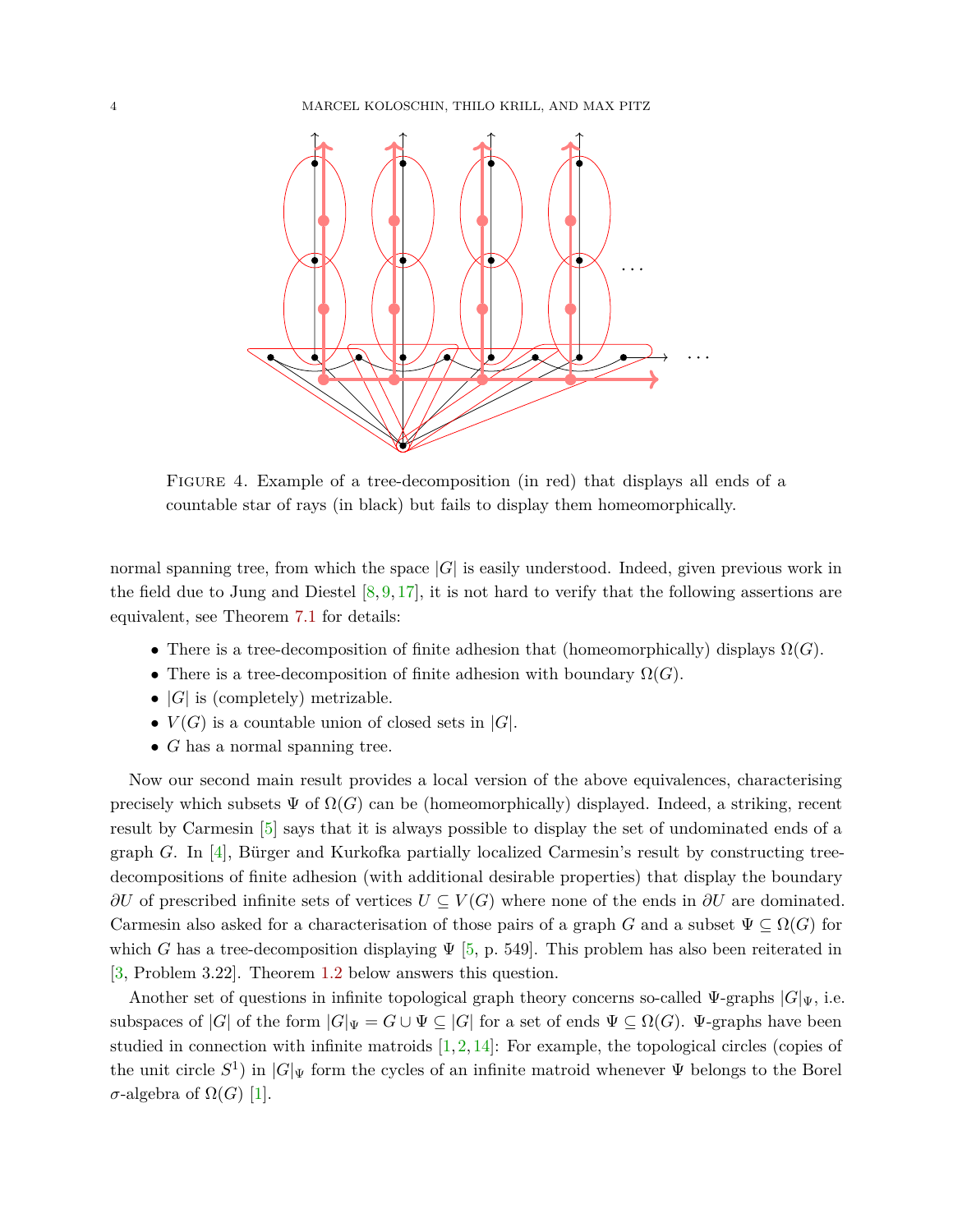FIGURE 4. Example of a tree-decomposition (in red) that displays all ends of a countable star of rays (in black) but fails to display them homeomorphically.

normal spanning tree, from which the space $|G|$ is easily understood. Indeed, given previous work in the field due to Jung and Diestel [8, 9, 17], it is not hard to verify that the following assertions are equivalent, see Theorem 7.1 for details:

- There is a tree-decomposition of finite adhesion that (homeomorphically) displays $\Omega(G)$.
- There is a tree-decomposition of finite adhesion with boundary $\Omega(G)$.
- $|G|$ is (completely) metrizable.
- $V(G)$ is a countable union of closed sets in $|G|$.
- $G$ has a normal spanning tree.

Now our second main result provides a local version of the above equivalences, characterising precisely which subsets $\Psi$ of $\Omega(G)$ can be (homeomorphically) displayed. Indeed, a striking, recent result by Carmesin [5] says that it is always possible to display the set of undominated ends of a graph $G$. In [4], Bürger and Kurkofka partially localized Carmesin's result by constructing tree-decompositions of finite adhesion (with additional desirable properties) that display the boundary $\partial U$ of prescribed infinite sets of vertices $U \subseteq V(G)$ where none of the ends in $\partial U$ are dominated. Carmesin also asked for a characterisation of those pairs of a graph $G$ and a subset $\Psi \subseteq \Omega(G)$ for which $G$ has a tree-decomposition displaying $\Psi$ [5, p. 549]. This problem has also been reiterated in [3, Problem 3.22]. Theorem 1.2 below answers this question.

Another set of questions in infinite topological graph theory concerns so-called $\Psi$-graphs $|G|_\Psi$, i.e. subspaces of $|G|$ of the form $|G|_\Psi = G \cup \Psi \subseteq |G|$ for a set of ends $\Psi \subseteq \Omega(G)$. $\Psi$-graphs have been studied in connection with infinite matroids [1, 2, 14]: For example, the topological circles (copies of the unit circle $S^1$) in $|G|_\Psi$ form the cycles of an infinite matroid whenever $\Psi$ belongs to the Borel $\sigma$-algebra of $\Omega(G)$ [1].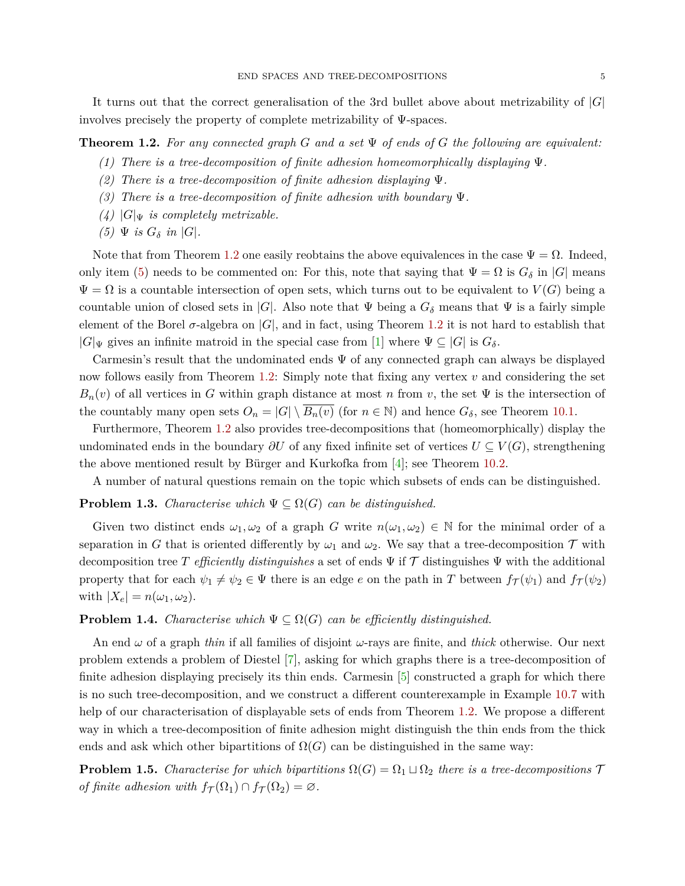It turns out that the correct generalisation of the 3rd bullet above about metrizability of $|G|$ involves precisely the property of complete metrizability of $\Psi$-spaces.

**Theorem 1.2.** *For any connected graph $G$ and a set $\Psi$ of ends of $G$ the following are equivalent:*

1. *There is a tree-decomposition of finite adhesion homeomorphically displaying $\Psi$.*
2. *There is a tree-decomposition of finite adhesion displaying $\Psi$.*
3. *There is a tree-decomposition of finite adhesion with boundary $\Psi$.*
4. *$|G|_\Psi$ is completely metrizable.*
5. *$\Psi$ is $G_\delta$ in $|G|$.*

Note that from Theorem 1.2 one easily reobtains the above equivalences in the case $\Psi = \Omega$. Indeed, only item (5) needs to be commented on: For this, note that saying that $\Psi = \Omega$ is $G_\delta$ in $|G|$ means $\Psi = \Omega$ is a countable intersection of open sets, which turns out to be equivalent to $V(G)$ being a countable union of closed sets in $|G|$. Also note that $\Psi$ being a $G_\delta$ means that $\Psi$ is a fairly simple element of the Borel $\sigma$-algebra on $|G|$, and in fact, using Theorem 1.2 it is not hard to establish that $|G|_\Psi$ gives an infinite matroid in the special case from [1] where $\Psi \subseteq |G|$ is $G_\delta$.

Carmesin's result that the undominated ends $\Psi$ of any connected graph can always be displayed now follows easily from Theorem 1.2: Simply note that fixing any vertex $v$ and considering the set $B_n(v)$ of all vertices in $G$ within graph distance at most $n$ from $v$, the set $\Psi$ is the intersection of the countably many open sets $O_n = |G| \setminus \overline{B_n(v)}$ (for $n \in \mathbb{N}$) and hence $G_\delta$, see Theorem 10.1.

Furthermore, Theorem 1.2 also provides tree-decompositions that (homeomorphically) display the undominated ends in the boundary $\partial U$ of any fixed infinite set of vertices $U \subseteq V(G)$, strengthening the above mentioned result by Bürger and Kurkofka from [4]; see Theorem 10.2.

A number of natural questions remain on the topic which subsets of ends can be distinguished.

**Problem 1.3.** *Characterise which $\Psi \subseteq \Omega(G)$ can be distinguished.*

Given two distinct ends $\omega_1, \omega_2$ of a graph $G$ write $n(\omega_1, \omega_2) \in \mathbb{N}$ for the minimal order of a separation in $G$ that is oriented differently by $\omega_1$ and $\omega_2$. We say that a tree-decomposition $\mathcal{T}$ with decomposition tree $T$ *efficiently distinguishes* a set of ends $\Psi$ if $\mathcal{T}$ distinguishes $\Psi$ with the additional property that for each $\psi_1 \neq \psi_2 \in \Psi$ there is an edge $e$ on the path in $T$ between $f_\mathcal{T}(\psi_1)$ and $f_\mathcal{T}(\psi_2)$ with $|X_e| = n(\omega_1, \omega_2)$.

**Problem 1.4.** *Characterise which $\Psi \subseteq \Omega(G)$ can be efficiently distinguished.*

An end $\omega$ of a graph *thin* if all families of disjoint $\omega$-rays are finite, and *thick* otherwise. Our next problem extends a problem of Diestel [7], asking for which graphs there is a tree-decomposition of finite adhesion displaying precisely its thin ends. Carmesin [5] constructed a graph for which there is no such tree-decomposition, and we construct a different counterexample in Example 10.7 with help of our characterisation of displayable sets of ends from Theorem 1.2. We propose a different way in which a tree-decomposition of finite adhesion might distinguish the thin ends from the thick ends and ask which other bipartitions of $\Omega(G)$ can be distinguished in the same way:

**Problem 1.5.** *Characterise for which bipartitions $\Omega(G) = \Omega_1 \sqcup \Omega_2$ there is a tree-decompositions $\mathcal{T}$ of finite adhesion with $f_\mathcal{T}(\Omega_1) \cap f_\mathcal{T}(\Omega_2) = \varnothing$.*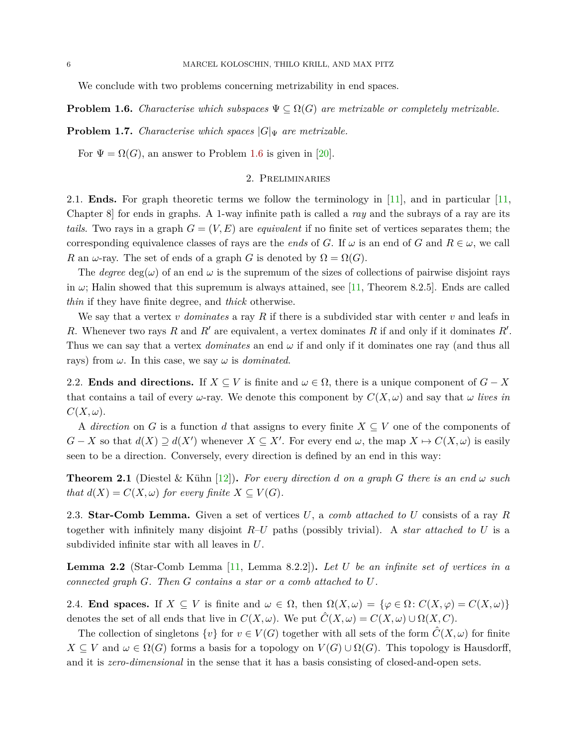We conclude with two problems concerning metrizability in end spaces.

**Problem 1.6.** *Characterise which subspaces $\Psi \subseteq \Omega(G)$ are metrizable or completely metrizable.*

**Problem 1.7.** *Characterise which spaces $|G|_\Psi$ are metrizable.*

For $\Psi = \Omega(G)$, an answer to Problem 1.6 is given in [20].

## 2. Preliminaries

2.1. **Ends.** For graph theoretic terms we follow the terminology in [11], and in particular [11, Chapter 8] for ends in graphs. A 1-way infinite path is called a *ray* and the subrays of a ray are its *tails*. Two rays in a graph $G = (V, E)$ are *equivalent* if no finite set of vertices separates them; the corresponding equivalence classes of rays are the *ends* of $G$. If $\omega$ is an end of $G$ and $R \in \omega$, we call $R$ an $\omega$-ray. The set of ends of a graph $G$ is denoted by $\Omega = \Omega(G)$.

The *degree* $\deg(\omega)$ of an end $\omega$ is the supremum of the sizes of collections of pairwise disjoint rays in $\omega$; Halin showed that this supremum is always attained, see [11, Theorem 8.2.5]. Ends are called *thin* if they have finite degree, and *thick* otherwise.

We say that a vertex $v$ *dominates* a ray $R$ if there is a subdivided star with center $v$ and leafs in $R$. Whenever two rays $R$ and $R'$ are equivalent, a vertex dominates $R$ if and only if it dominates $R'$. Thus we can say that a vertex *dominates* an end $\omega$ if and only if it dominates one ray (and thus all rays) from $\omega$. In this case, we say $\omega$ is *dominated*.

2.2. **Ends and directions.** If $X \subseteq V$ is finite and $\omega \in \Omega$, there is a unique component of $G - X$ that contains a tail of every $\omega$-ray. We denote this component by $C(X, \omega)$ and say that $\omega$ *lives in* $C(X, \omega)$.

A *direction* on $G$ is a function $d$ that assigns to every finite $X \subseteq V$ one of the components of $G - X$ so that $d(X) \supseteq d(X')$ whenever $X \subseteq X'$. For every end $\omega$, the map $X \mapsto C(X, \omega)$ is easily seen to be a direction. Conversely, every direction is defined by an end in this way:

**Theorem 2.1** (Diestel & Kühn [12]). *For every direction $d$ on a graph $G$ there is an end $\omega$ such that $d(X) = C(X, \omega)$ for every finite $X \subseteq V(G)$.*

2.3. **Star-Comb Lemma.** Given a set of vertices $U$, a *comb attached to $U$* consists of a ray $R$ together with infinitely many disjoint $R$–$U$ paths (possibly trivial). A *star attached to $U$* is a subdivided infinite star with all leaves in $U$.

**Lemma 2.2** (Star-Comb Lemma [11, Lemma 8.2.2]). *Let $U$ be an infinite set of vertices in a connected graph $G$. Then $G$ contains a star or a comb attached to $U$.*

2.4. **End spaces.** If $X \subseteq V$ is finite and $\omega \in \Omega$, then $\Omega(X, \omega) = \{\varphi \in \Omega \colon C(X, \varphi) = C(X, \omega)\}$ denotes the set of all ends that live in $C(X, \omega)$. We put $\hat{C}(X, \omega) = C(X, \omega) \cup \Omega(X, C)$.

The collection of singletons $\{v\}$ for $v \in V(G)$ together with all sets of the form $\hat{C}(X, \omega)$ for finite $X \subseteq V$ and $\omega \in \Omega(G)$ forms a basis for a topology on $V(G) \cup \Omega(G)$. This topology is Hausdorff, and it is *zero-dimensional* in the sense that it has a basis consisting of closed-and-open sets.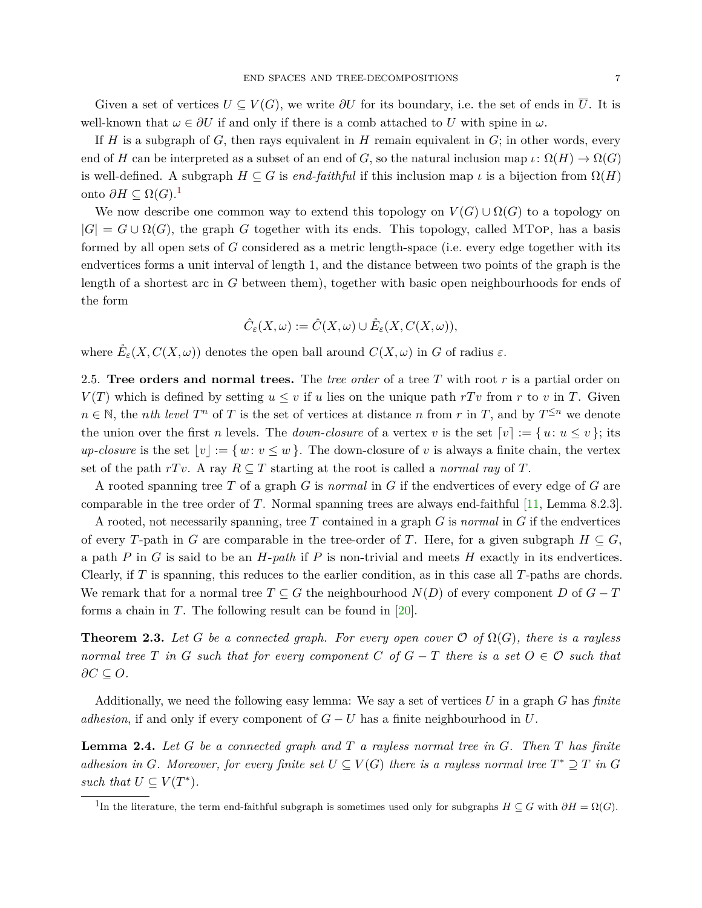Given a set of vertices $U \subseteq V(G)$, we write $\partial U$ for its boundary, i.e. the set of ends in $\overline{U}$. It is well-known that $\omega \in \partial U$ if and only if there is a comb attached to $U$ with spine in $\omega$.

If $H$ is a subgraph of $G$, then rays equivalent in $H$ remain equivalent in $G$; in other words, every end of $H$ can be interpreted as a subset of an end of $G$, so the natural inclusion map $\iota \colon \Omega(H) \to \Omega(G)$ is well-defined. A subgraph $H \subseteq G$ is *end-faithful* if this inclusion map $\iota$ is a bijection from $\Omega(H)$ onto $\partial H \subseteq \Omega(G)$.[1]

We now describe one common way to extend this topology on $V(G) \cup \Omega(G)$ to a topology on $|G| = G \cup \Omega(G)$, the graph $G$ together with its ends. This topology, called MTop, has a basis formed by all open sets of $G$ considered as a metric length-space (i.e. every edge together with its endvertices forms a unit interval of length 1, and the distance between two points of the graph is the length of a shortest arc in $G$ between them), together with basic open neighbourhoods for ends of the form

$$\hat{C}_\varepsilon(X, \omega) := \hat{C}(X, \omega) \cup \mathring{E}_\varepsilon(X, C(X, \omega)),$$

where $\mathring{E}_\varepsilon(X, C(X, \omega))$ denotes the open ball around $C(X, \omega)$ in $G$ of radius $\varepsilon$.

2.5. **Tree orders and normal trees.** The *tree order* of a tree $T$ with root $r$ is a partial order on $V(T)$ which is defined by setting $u \leq v$ if $u$ lies on the unique path $rTv$ from $r$ to $v$ in $T$. Given $n \in \mathbb{N}$, the *nth level* $T^n$ of $T$ is the set of vertices at distance $n$ from $r$ in $T$, and by $T^{\leq n}$ we denote the union over the first $n$ levels. The *down-closure* of a vertex $v$ is the set $\lceil v \rceil := \{ u \colon u \leq v \}$; its *up-closure* is the set $\lfloor v \rfloor := \{ w \colon v \leq w \}$. The down-closure of $v$ is always a finite chain, the vertex set of the path $rTv$. A ray $R \subseteq T$ starting at the root is called a *normal ray* of $T$.

A rooted spanning tree $T$ of a graph $G$ is *normal* in $G$ if the endvertices of every edge of $G$ are comparable in the tree order of $T$. Normal spanning trees are always end-faithful [11, Lemma 8.2.3].

A rooted, not necessarily spanning, tree $T$ contained in a graph $G$ is *normal* in $G$ if the endvertices of every $T$-path in $G$ are comparable in the tree-order of $T$. Here, for a given subgraph $H \subseteq G$, a path $P$ in $G$ is said to be an *$H$-path* if $P$ is non-trivial and meets $H$ exactly in its endvertices. Clearly, if $T$ is spanning, this reduces to the earlier condition, as in this case all $T$-paths are chords. We remark that for a normal tree $T \subseteq G$ the neighbourhood $N(D)$ of every component $D$ of $G - T$ forms a chain in $T$. The following result can be found in [20].

**Theorem 2.3.** *Let $G$ be a connected graph. For every open cover $\mathcal{O}$ of $\Omega(G)$, there is a rayless normal tree $T$ in $G$ such that for every component $C$ of $G - T$ there is a set $O \in \mathcal{O}$ such that $\partial C \subseteq O$.*

Additionally, we need the following easy lemma: We say a set of vertices $U$ in a graph $G$ has *finite adhesion*, if and only if every component of $G - U$ has a finite neighbourhood in $U$.

**Lemma 2.4.** *Let $G$ be a connected graph and $T$ a rayless normal tree in $G$. Then $T$ has finite adhesion in $G$. Moreover, for every finite set $U \subseteq V(G)$ there is a rayless normal tree $T^* \supseteq T$ in $G$ such that $U \subseteq V(T^*)$.*

[1] In the literature, the term end-faithful subgraph is sometimes used only for subgraphs $H \subseteq G$ with $\partial H = \Omega(G)$.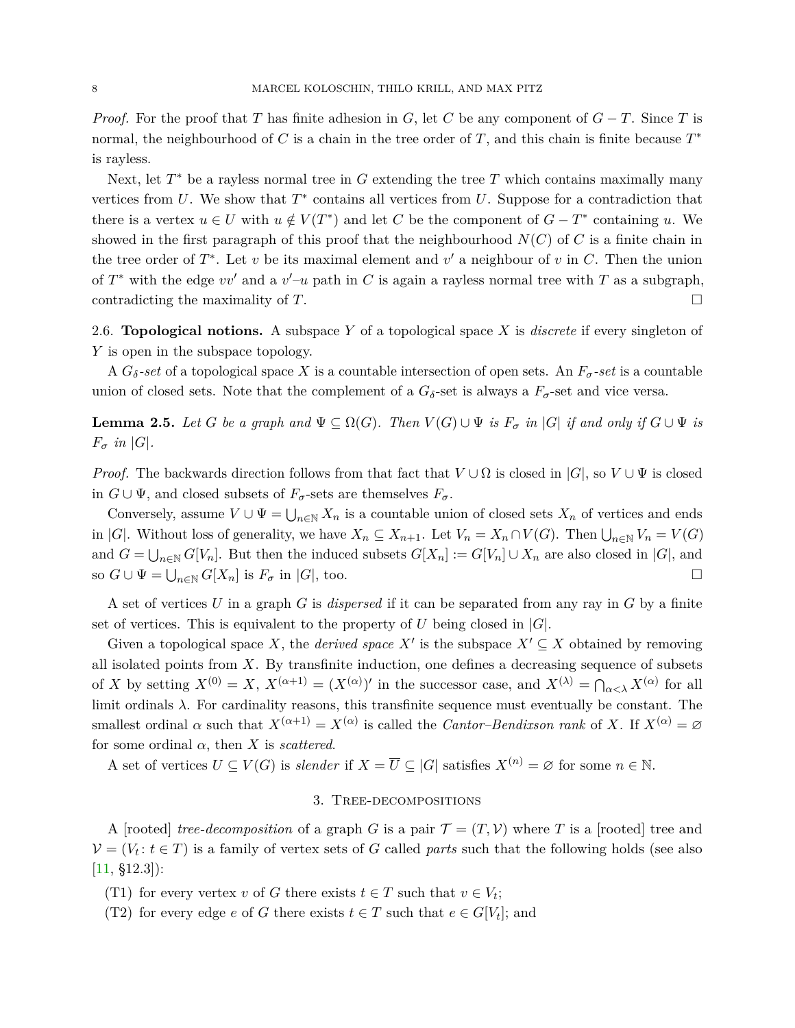*Proof.* For the proof that $T$ has finite adhesion in $G$, let $C$ be any component of $G - T$. Since $T$ is normal, the neighbourhood of $C$ is a chain in the tree order of $T$, and this chain is finite because $T^*$ is rayless.

Next, let $T^*$ be a rayless normal tree in $G$ extending the tree $T$ which contains maximally many vertices from $U$. We show that $T^*$ contains all vertices from $U$. Suppose for a contradiction that there is a vertex $u \in U$ with $u \notin V(T^*)$ and let $C$ be the component of $G - T^*$ containing $u$. We showed in the first paragraph of this proof that the neighbourhood $N(C)$ of $C$ is a finite chain in the tree order of $T^*$. Let $v$ be its maximal element and $v'$ a neighbour of $v$ in $C$. Then the union of $T^*$ with the edge $vv'$ and a $v'$–$u$ path in $C$ is again a rayless normal tree with $T$ as a subgraph, contradicting the maximality of $T$. □

2.6. **Topological notions.** A subspace $Y$ of a topological space $X$ is *discrete* if every singleton of $Y$ is open in the subspace topology.

A $G_\delta$*-set* of a topological space $X$ is a countable intersection of open sets. An $F_\sigma$*-set* is a countable union of closed sets. Note that the complement of a $G_\delta$-set is always a $F_\sigma$-set and vice versa.

**Lemma 2.5.** *Let $G$ be a graph and $\Psi \subseteq \Omega(G)$. Then $V(G) \cup \Psi$ is $F_\sigma$ in $|G|$ if and only if $G \cup \Psi$ is $F_\sigma$ in $|G|$.*

*Proof.* The backwards direction follows from that fact that $V \cup \Omega$ is closed in $|G|$, so $V \cup \Psi$ is closed in $G \cup \Psi$, and closed subsets of $F_\sigma$-sets are themselves $F_\sigma$.

Conversely, assume $V \cup \Psi = \bigcup_{n \in \mathbb{N}} X_n$ is a countable union of closed sets $X_n$ of vertices and ends in $|G|$. Without loss of generality, we have $X_n \subseteq X_{n+1}$. Let $V_n = X_n \cap V(G)$. Then $\bigcup_{n \in \mathbb{N}} V_n = V(G)$ and $G = \bigcup_{n \in \mathbb{N}} G[V_n]$. But then the induced subsets $G[X_n] := G[V_n] \cup X_n$ are also closed in $|G|$, and so $G \cup \Psi = \bigcup_{n \in \mathbb{N}} G[X_n]$ is $F_\sigma$ in $|G|$, too. □

A set of vertices $U$ in a graph $G$ is *dispersed* if it can be separated from any ray in $G$ by a finite set of vertices. This is equivalent to the property of $U$ being closed in $|G|$.

Given a topological space $X$, the *derived space* $X'$ is the subspace $X' \subseteq X$ obtained by removing all isolated points from $X$. By transfinite induction, one defines a decreasing sequence of subsets of $X$ by setting $X^{(0)} = X$, $X^{(\alpha+1)} = (X^{(\alpha)})'$ in the successor case, and $X^{(\lambda)} = \bigcap_{\alpha<\lambda} X^{(\alpha)}$ for all limit ordinals $\lambda$. For cardinality reasons, this transfinite sequence must eventually be constant. The smallest ordinal $\alpha$ such that $X^{(\alpha+1)} = X^{(\alpha)}$ is called the *Cantor–Bendixson rank* of $X$. If $X^{(\alpha)} = \varnothing$ for some ordinal $\alpha$, then $X$ is *scattered*.

A set of vertices $U \subseteq V(G)$ is *slender* if $X = \overline{U} \subseteq |G|$ satisfies $X^{(n)} = \varnothing$ for some $n \in \mathbb{N}$.

## 3. Tree-decompositions

A [rooted] *tree-decomposition* of a graph $G$ is a pair $\mathcal{T} = (T, \mathcal{V})$ where $T$ is a [rooted] tree and $\mathcal{V} = (V_t \colon t \in T)$ is a family of vertex sets of $G$ called *parts* such that the following holds (see also [11, §12.3]):

- (T1) for every vertex $v$ of $G$ there exists $t \in T$ such that $v \in V_t$;
- (T2) for every edge $e$ of $G$ there exists $t \in T$ such that $e \in G[V_t]$; and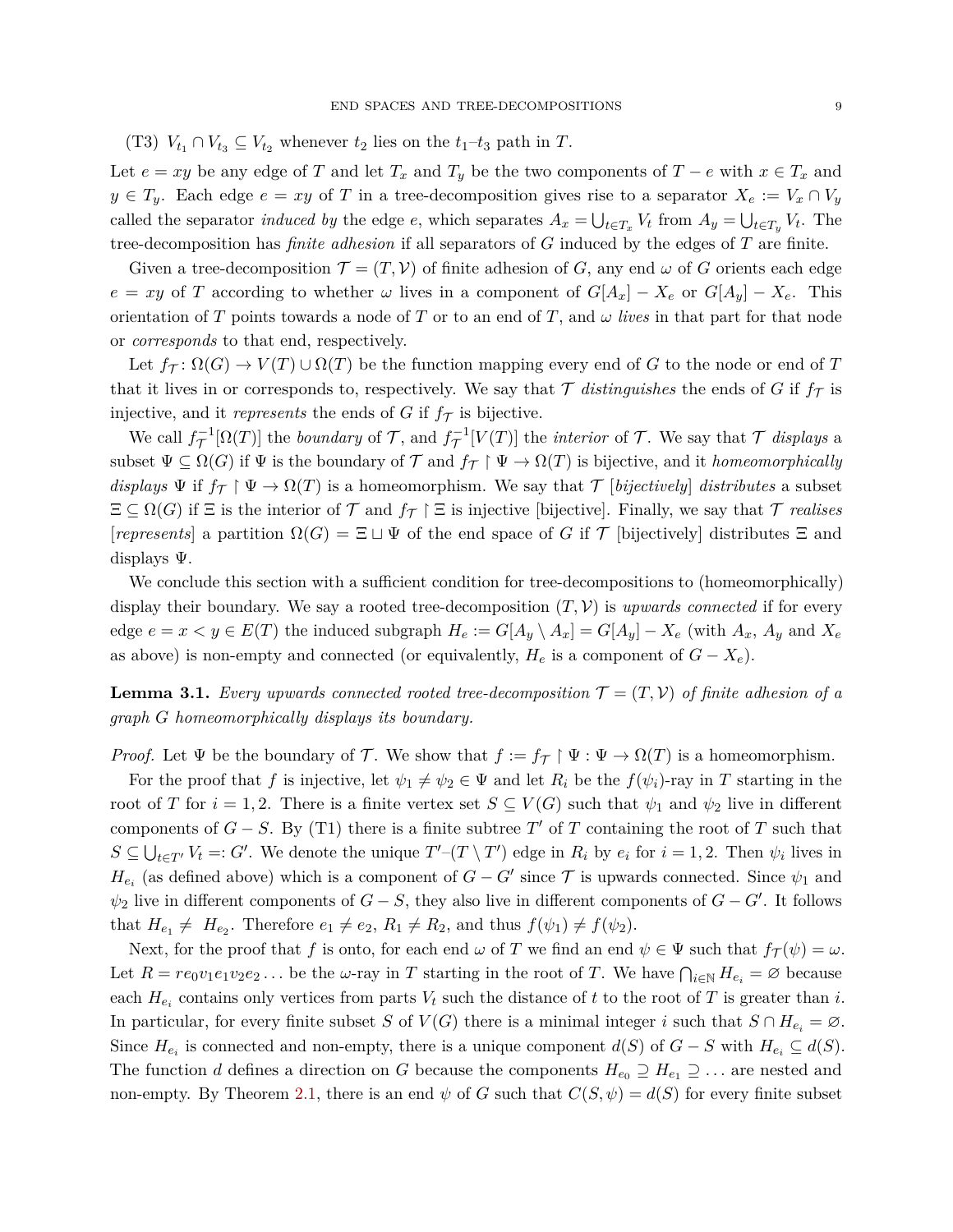(T3) $V_{t_1} \cap V_{t_3} \subseteq V_{t_2}$ whenever $t_2$ lies on the $t_1$–$t_3$ path in $T$.

Let $e = xy$ be any edge of $T$ and let $T_x$ and $T_y$ be the two components of $T - e$ with $x \in T_x$ and $y \in T_y$. Each edge $e = xy$ of $T$ in a tree-decomposition gives rise to a separator $X_e := V_x \cap V_y$ called the separator *induced by* the edge $e$, which separates $A_x = \bigcup_{t \in T_x} V_t$ from $A_y = \bigcup_{t \in T_y} V_t$. The tree-decomposition has *finite adhesion* if all separators of $G$ induced by the edges of $T$ are finite.

Given a tree-decomposition $\mathcal{T} = (T, \mathcal{V})$ of finite adhesion of $G$, any end $\omega$ of $G$ orients each edge $e = xy$ of $T$ according to whether $\omega$ lives in a component of $G[A_x] - X_e$ or $G[A_y] - X_e$. This orientation of $T$ points towards a node of $T$ or to an end of $T$, and $\omega$ *lives* in that part for that node or *corresponds* to that end, respectively.

Let $f_{\mathcal{T}} \colon \Omega(G) \to V(T) \cup \Omega(T)$ be the function mapping every end of $G$ to the node or end of $T$ that it lives in or corresponds to, respectively. We say that $\mathcal{T}$ *distinguishes* the ends of $G$ if $f_{\mathcal{T}}$ is injective, and it *represents* the ends of $G$ if $f_{\mathcal{T}}$ is bijective.

We call $f_{\mathcal{T}}^{-1}[\Omega(T)]$ the *boundary* of $\mathcal{T}$, and $f_{\mathcal{T}}^{-1}[V(T)]$ the *interior* of $\mathcal{T}$. We say that $\mathcal{T}$ *displays* a subset $\Psi \subseteq \Omega(G)$ if $\Psi$ is the boundary of $\mathcal{T}$ and $f_{\mathcal{T}} \restriction \Psi \to \Omega(T)$ is bijective, and it *homeomorphically displays* $\Psi$ if $f_{\mathcal{T}} \restriction \Psi \to \Omega(T)$ is a homeomorphism. We say that $\mathcal{T}$ [*bijectively*] *distributes* a subset $\Xi \subseteq \Omega(G)$ if $\Xi$ is the interior of $\mathcal{T}$ and $f_{\mathcal{T}} \restriction \Xi$ is injective [bijective]. Finally, we say that $\mathcal{T}$ *realises* [*represents*] a partition $\Omega(G) = \Xi \sqcup \Psi$ of the end space of $G$ if $\mathcal{T}$ [bijectively] distributes $\Xi$ and displays $\Psi$.

We conclude this section with a sufficient condition for tree-decompositions to (homeomorphically) display their boundary. We say a rooted tree-decomposition $(T, \mathcal{V})$ is *upwards connected* if for every edge $e = x < y \in E(T)$ the induced subgraph $H_e := G[A_y \setminus A_x] = G[A_y] - X_e$ (with $A_x$, $A_y$ and $X_e$ as above) is non-empty and connected (or equivalently, $H_e$ is a component of $G - X_e$).

**Lemma 3.1.** *Every upwards connected rooted tree-decomposition $\mathcal{T} = (T, \mathcal{V})$ of finite adhesion of a graph $G$ homeomorphically displays its boundary.*

*Proof.* Let $\Psi$ be the boundary of $\mathcal{T}$. We show that $f := f_{\mathcal{T}} \restriction \Psi : \Psi \to \Omega(T)$ is a homeomorphism.

For the proof that $f$ is injective, let $\psi_1 \neq \psi_2 \in \Psi$ and let $R_i$ be the $f(\psi_i)$-ray in $T$ starting in the root of $T$ for $i = 1, 2$. There is a finite vertex set $S \subseteq V(G)$ such that $\psi_1$ and $\psi_2$ live in different components of $G - S$. By (T1) there is a finite subtree $T'$ of $T$ containing the root of $T$ such that $S \subseteq \bigcup_{t \in T'} V_t =: G'$. We denote the unique $T'$–$(T \setminus T')$ edge in $R_i$ by $e_i$ for $i = 1, 2$. Then $\psi_i$ lives in $H_{e_i}$ (as defined above) which is a component of $G - G'$ since $\mathcal{T}$ is upwards connected. Since $\psi_1$ and $\psi_2$ live in different components of $G - S$, they also live in different components of $G - G'$. It follows that $H_{e_1} \neq H_{e_2}$. Therefore $e_1 \neq e_2$, $R_1 \neq R_2$, and thus $f(\psi_1) \neq f(\psi_2)$.

Next, for the proof that $f$ is onto, for each end $\omega$ of $T$ we find an end $\psi \in \Psi$ such that $f_{\mathcal{T}}(\psi) = \omega$. Let $R = r e_0 v_1 e_1 v_2 e_2 \ldots$ be the $\omega$-ray in $T$ starting in the root of $T$. We have $\bigcap_{i \in \mathbb{N}} H_{e_i} = \varnothing$ because each $H_{e_i}$ contains only vertices from parts $V_t$ such the distance of $t$ to the root of $T$ is greater than $i$. In particular, for every finite subset $S$ of $V(G)$ there is a minimal integer $i$ such that $S \cap H_{e_i} = \varnothing$. Since $H_{e_i}$ is connected and non-empty, there is a unique component $d(S)$ of $G - S$ with $H_{e_i} \subseteq d(S)$. The function $d$ defines a direction on $G$ because the components $H_{e_0} \supseteq H_{e_1} \supseteq \ldots$ are nested and non-empty. By Theorem 2.1, there is an end $\psi$ of $G$ such that $C(S, \psi) = d(S)$ for every finite subset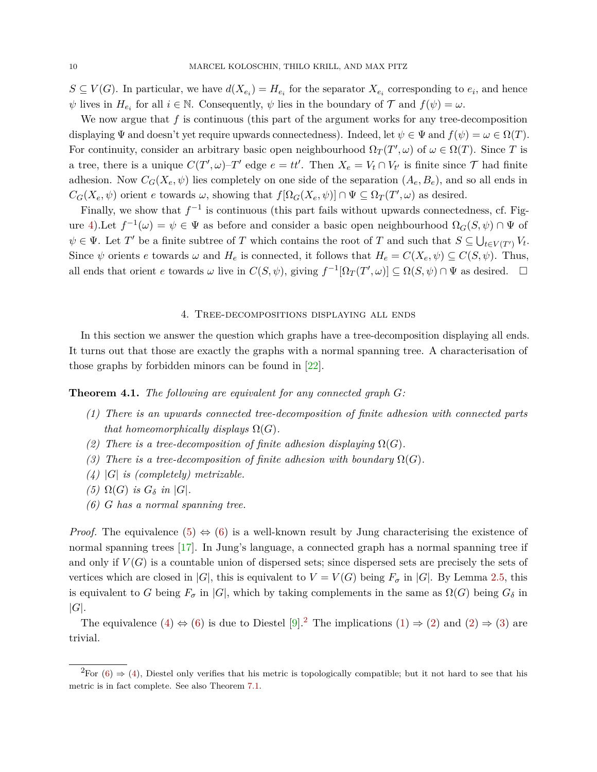$S \subseteq V(G)$. In particular, we have $d(X_{e_i}) = H_{e_i}$ for the separator $X_{e_i}$ corresponding to $e_i$, and hence $\psi$ lives in $H_{e_i}$ for all $i \in \mathbb{N}$. Consequently, $\psi$ lies in the boundary of $\mathcal{T}$ and $f(\psi) = \omega$.

We now argue that $f$ is continuous (this part of the argument works for any tree-decomposition displaying $\Psi$ and doesn't yet require upwards connectedness). Indeed, let $\psi \in \Psi$ and $f(\psi) = \omega \in \Omega(T)$. For continuity, consider an arbitrary basic open neighbourhood $\Omega_T(T', \omega)$ of $\omega \in \Omega(T)$. Since $T$ is a tree, there is a unique $C(T', \omega)$–$T'$ edge $e = tt'$. Then $X_e = V_t \cap V_{t'}$ is finite since $\mathcal{T}$ had finite adhesion. Now $C_G(X_e, \psi)$ lies completely on one side of the separation $(A_e, B_e)$, and so all ends in $C_G(X_e, \psi)$ orient $e$ towards $\omega$, showing that $f[\Omega_G(X_e, \psi)] \cap \Psi \subseteq \Omega_T(T', \omega)$ as desired.

Finally, we show that $f^{-1}$ is continuous (this part fails without upwards connectedness, cf. Figure 4).Let $f^{-1}(\omega) = \psi \in \Psi$ as before and consider a basic open neighbourhood $\Omega_G(S, \psi) \cap \Psi$ of $\psi \in \Psi$. Let $T'$ be a finite subtree of $T$ which contains the root of $T$ and such that $S \subseteq \bigcup_{t \in V(T')} V_t$. Since $\psi$ orients $e$ towards $\omega$ and $H_e$ is connected, it follows that $H_e = C(X_e, \psi) \subseteq C(S, \psi)$. Thus, all ends that orient $e$ towards $\omega$ live in $C(S, \psi)$, giving $f^{-1}[\Omega_T(T', \omega)] \subseteq \Omega(S, \psi) \cap \Psi$ as desired. $\square$

## 4. Tree-decompositions displaying all ends

In this section we answer the question which graphs have a tree-decomposition displaying all ends. It turns out that those are exactly the graphs with a normal spanning tree. A characterisation of those graphs by forbidden minors can be found in [22].

**Theorem 4.1.** *The following are equivalent for any connected graph $G$:*

*(1) There is an upwards connected tree-decomposition of finite adhesion with connected parts that homeomorphically displays $\Omega(G)$.*
*(2) There is a tree-decomposition of finite adhesion displaying $\Omega(G)$.*
*(3) There is a tree-decomposition of finite adhesion with boundary $\Omega(G)$.*
*(4) $|G|$ is (completely) metrizable.*
*(5) $\Omega(G)$ is $G_\delta$ in $|G|$.*
*(6) $G$ has a normal spanning tree.*

*Proof.* The equivalence (5) ⇔ (6) is a well-known result by Jung characterising the existence of normal spanning trees [17]. In Jung's language, a connected graph has a normal spanning tree if and only if $V(G)$ is a countable union of dispersed sets; since dispersed sets are precisely the sets of vertices which are closed in $|G|$, this is equivalent to $V = V(G)$ being $F_\sigma$ in $|G|$. By Lemma 2.5, this is equivalent to $G$ being $F_\sigma$ in $|G|$, which by taking complements in the same as $\Omega(G)$ being $G_\delta$ in $|G|$.

The equivalence (4) ⇔ (6) is due to Diestel [9].[2] The implications (1) ⇒ (2) and (2) ⇒ (3) are trivial.

[2] For (6) ⇒ (4), Diestel only verifies that his metric is topologically compatible; but it not hard to see that his metric is in fact complete. See also Theorem 7.1.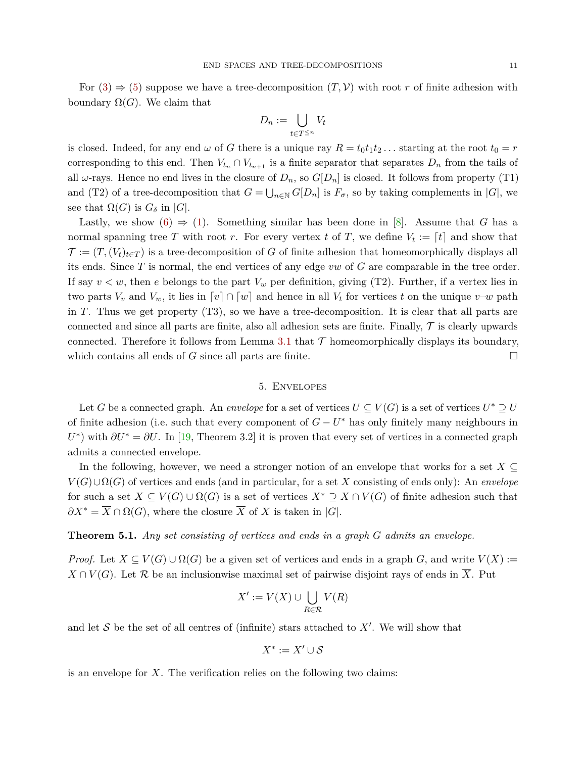For (3) ⇒ (5) suppose we have a tree-decomposition $(T, \mathcal{V})$ with root $r$ of finite adhesion with boundary $\Omega(G)$. We claim that

$$D_n := \bigcup_{t \in T^{\leq n}} V_t$$

is closed. Indeed, for any end $\omega$ of $G$ there is a unique ray $R = t_0 t_1 t_2 \dots$ starting at the root $t_0 = r$ corresponding to this end. Then $V_{t_n} \cap V_{t_{n+1}}$ is a finite separator that separates $D_n$ from the tails of all $\omega$-rays. Hence no end lives in the closure of $D_n$, so $G[D_n]$ is closed. It follows from property (T1) and (T2) of a tree-decomposition that $G = \bigcup_{n \in \mathbb{N}} G[D_n]$ is $F_\sigma$, so by taking complements in $|G|$, we see that $\Omega(G)$ is $G_\delta$ in $|G|$.

Lastly, we show (6) ⇒ (1). Something similar has been done in [8]. Assume that $G$ has a normal spanning tree $T$ with root $r$. For every vertex $t$ of $T$, we define $V_t := \lceil t \rceil$ and show that $\mathcal{T} := (T, (V_t)_{t \in T})$ is a tree-decomposition of $G$ of finite adhesion that homeomorphically displays all its ends. Since $T$ is normal, the end vertices of any edge $vw$ of $G$ are comparable in the tree order. If say $v < w$, then $e$ belongs to the part $V_w$ per definition, giving (T2). Further, if a vertex lies in two parts $V_v$ and $V_w$, it lies in $\lceil v \rceil \cap \lceil w \rceil$ and hence in all $V_t$ for vertices $t$ on the unique $v$–$w$ path in $T$. Thus we get property (T3), so we have a tree-decomposition. It is clear that all parts are connected and since all parts are finite, also all adhesion sets are finite. Finally, $\mathcal{T}$ is clearly upwards connected. Therefore it follows from Lemma 3.1 that $\mathcal{T}$ homeomorphically displays its boundary, which contains all ends of $G$ since all parts are finite. □

## 5. Envelopes

Let $G$ be a connected graph. An *envelope* for a set of vertices $U \subseteq V(G)$ is a set of vertices $U^* \supseteq U$ of finite adhesion (i.e. such that every component of $G - U^*$ has only finitely many neighbours in $U^*$) with $\partial U^* = \partial U$. In [19, Theorem 3.2] it is proven that every set of vertices in a connected graph admits a connected envelope.

In the following, however, we need a stronger notion of an envelope that works for a set $X \subseteq V(G) \cup \Omega(G)$ of vertices and ends (and in particular, for a set $X$ consisting of ends only): An *envelope* for such a set $X \subseteq V(G) \cup \Omega(G)$ is a set of vertices $X^* \supseteq X \cap V(G)$ of finite adhesion such that $\partial X^* = \overline{X} \cap \Omega(G)$, where the closure $\overline{X}$ of $X$ is taken in $|G|$.

**Theorem 5.1.** *Any set consisting of vertices and ends in a graph $G$ admits an envelope.*

*Proof.* Let $X \subseteq V(G) \cup \Omega(G)$ be a given set of vertices and ends in a graph $G$, and write $V(X) := X \cap V(G)$. Let $\mathcal{R}$ be an inclusionwise maximal set of pairwise disjoint rays of ends in $\overline{X}$. Put

$$X' := V(X) \cup \bigcup_{R \in \mathcal{R}} V(R)$$

and let $\mathcal{S}$ be the set of all centres of (infinite) stars attached to $X'$. We will show that

$$X^* := X' \cup \mathcal{S}$$

is an envelope for $X$. The verification relies on the following two claims: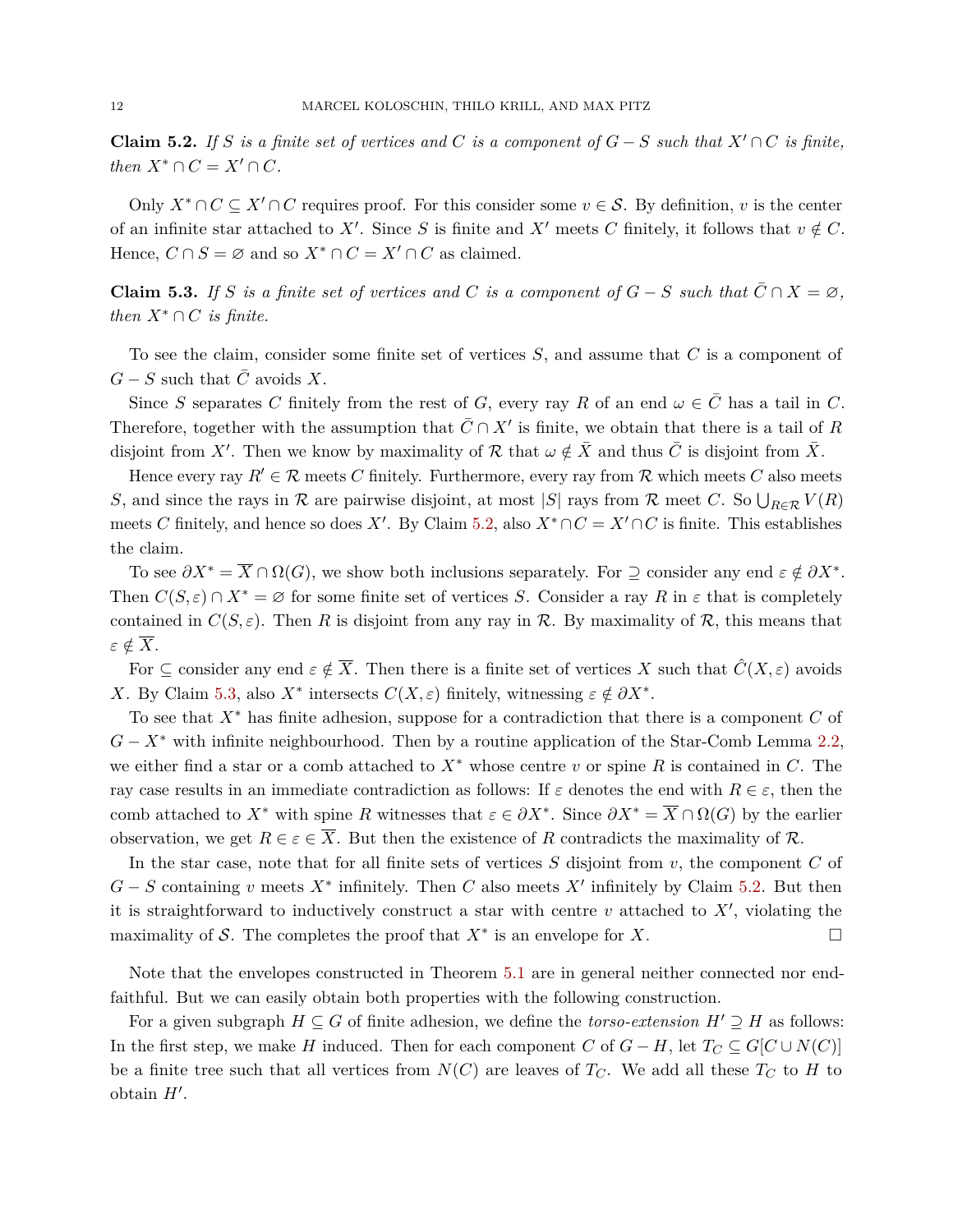**Claim 5.2.** *If $S$ is a finite set of vertices and $C$ is a component of $G - S$ such that $X' \cap C$ is finite, then $X^* \cap C = X' \cap C$.*

Only $X^* \cap C \subseteq X' \cap C$ requires proof. For this consider some $v \in \mathcal{S}$. By definition, $v$ is the center of an infinite star attached to $X'$. Since $S$ is finite and $X'$ meets $C$ finitely, it follows that $v \notin C$. Hence, $C \cap S = \varnothing$ and so $X^* \cap C = X' \cap C$ as claimed.

**Claim 5.3.** *If $S$ is a finite set of vertices and $C$ is a component of $G - S$ such that $\bar{C} \cap X = \varnothing$, then $X^* \cap C$ is finite.*

To see the claim, consider some finite set of vertices $S$, and assume that $C$ is a component of $G - S$ such that $\bar{C}$ avoids $X$.

Since $S$ separates $C$ finitely from the rest of $G$, every ray $R$ of an end $\omega \in \bar{C}$ has a tail in $C$. Therefore, together with the assumption that $\bar{C} \cap X'$ is finite, we obtain that there is a tail of $R$ disjoint from $X'$. Then we know by maximality of $\mathcal{R}$ that $\omega \notin \bar{X}$ and thus $\bar{C}$ is disjoint from $\bar{X}$.

Hence every ray $R' \in \mathcal{R}$ meets $C$ finitely. Furthermore, every ray from $\mathcal{R}$ which meets $C$ also meets $S$, and since the rays in $\mathcal{R}$ are pairwise disjoint, at most $|S|$ rays from $\mathcal{R}$ meet $C$. So $\bigcup_{R \in \mathcal{R}} V(R)$ meets $C$ finitely, and hence so does $X'$. By Claim 5.2, also $X^* \cap C = X' \cap C$ is finite. This establishes the claim.

To see $\partial X^* = \overline{X} \cap \Omega(G)$, we show both inclusions separately. For $\supseteq$ consider any end $\varepsilon \notin \partial X^*$. Then $C(S, \varepsilon) \cap X^* = \varnothing$ for some finite set of vertices $S$. Consider a ray $R$ in $\varepsilon$ that is completely contained in $C(S, \varepsilon)$. Then $R$ is disjoint from any ray in $\mathcal{R}$. By maximality of $\mathcal{R}$, this means that $\varepsilon \notin \overline{X}$.

For $\subseteq$ consider any end $\varepsilon \notin \overline{X}$. Then there is a finite set of vertices $X$ such that $\hat{C}(X, \varepsilon)$ avoids $X$. By Claim 5.3, also $X^*$ intersects $C(X, \varepsilon)$ finitely, witnessing $\varepsilon \notin \partial X^*$.

To see that $X^*$ has finite adhesion, suppose for a contradiction that there is a component $C$ of $G - X^*$ with infinite neighbourhood. Then by a routine application of the Star-Comb Lemma 2.2, we either find a star or a comb attached to $X^*$ whose centre $v$ or spine $R$ is contained in $C$. The ray case results in an immediate contradiction as follows: If $\varepsilon$ denotes the end with $R \in \varepsilon$, then the comb attached to $X^*$ with spine $R$ witnesses that $\varepsilon \in \partial X^*$. Since $\partial X^* = \overline{X} \cap \Omega(G)$ by the earlier observation, we get $R \in \varepsilon \in \overline{X}$. But then the existence of $R$ contradicts the maximality of $\mathcal{R}$.

In the star case, note that for all finite sets of vertices $S$ disjoint from $v$, the component $C$ of $G - S$ containing $v$ meets $X^*$ infinitely. Then $C$ also meets $X'$ infinitely by Claim 5.2. But then it is straightforward to inductively construct a star with centre $v$ attached to $X'$, violating the maximality of $\mathcal{S}$. The completes the proof that $X^*$ is an envelope for $X$. $\square$

Note that the envelopes constructed in Theorem 5.1 are in general neither connected nor end-faithful. But we can easily obtain both properties with the following construction.

For a given subgraph $H \subseteq G$ of finite adhesion, we define the *torso-extension* $H' \supseteq H$ as follows: In the first step, we make $H$ induced. Then for each component $C$ of $G - H$, let $T_C \subseteq G[C \cup N(C)]$ be a finite tree such that all vertices from $N(C)$ are leaves of $T_C$. We add all these $T_C$ to $H$ to obtain $H'$.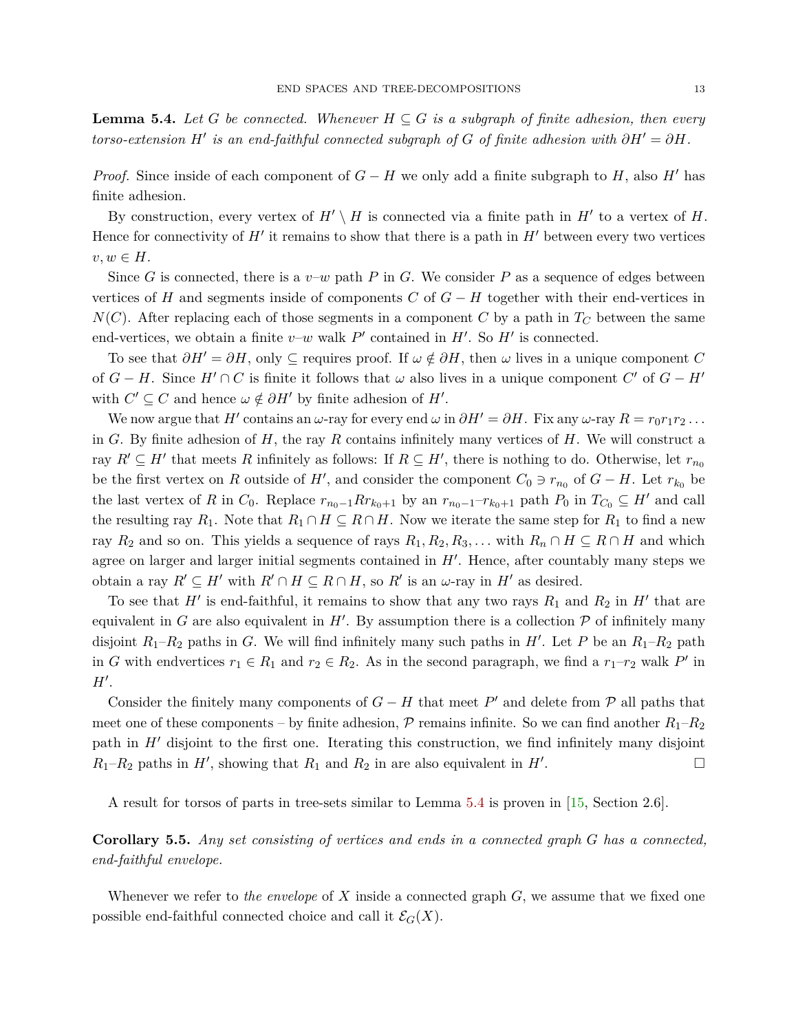**Lemma 5.4.** *Let $G$ be connected. Whenever $H \subseteq G$ is a subgraph of finite adhesion, then every torso-extension $H'$ is an end-faithful connected subgraph of $G$ of finite adhesion with $\partial H' = \partial H$.*

*Proof.* Since inside of each component of $G - H$ we only add a finite subgraph to $H$, also $H'$ has finite adhesion.

By construction, every vertex of $H' \setminus H$ is connected via a finite path in $H'$ to a vertex of $H$. Hence for connectivity of $H'$ it remains to show that there is a path in $H'$ between every two vertices $v, w \in H$.

Since $G$ is connected, there is a $v$–$w$ path $P$ in $G$. We consider $P$ as a sequence of edges between vertices of $H$ and segments inside of components $C$ of $G - H$ together with their end-vertices in $N(C)$. After replacing each of those segments in a component $C$ by a path in $T_C$ between the same end-vertices, we obtain a finite $v$–$w$ walk $P'$ contained in $H'$. So $H'$ is connected.

To see that $\partial H' = \partial H$, only $\subseteq$ requires proof. If $\omega \notin \partial H$, then $\omega$ lives in a unique component $C$ of $G - H$. Since $H' \cap C$ is finite it follows that $\omega$ also lives in a unique component $C'$ of $G - H'$ with $C' \subseteq C$ and hence $\omega \notin \partial H'$ by finite adhesion of $H'$.

We now argue that $H'$ contains an $\omega$-ray for every end $\omega$ in $\partial H' = \partial H$. Fix any $\omega$-ray $R = r_0 r_1 r_2 \dots$ in $G$. By finite adhesion of $H$, the ray $R$ contains infinitely many vertices of $H$. We will construct a ray $R' \subseteq H'$ that meets $R$ infinitely as follows: If $R \subseteq H'$, there is nothing to do. Otherwise, let $r_{n_0}$ be the first vertex on $R$ outside of $H'$, and consider the component $C_0 \ni r_{n_0}$ of $G - H$. Let $r_{k_0}$ be the last vertex of $R$ in $C_0$. Replace $r_{n_0 - 1} R r_{k_0 + 1}$ by an $r_{n_0-1}$–$r_{k_0+1}$ path $P_0$ in $T_{C_0} \subseteq H'$ and call the resulting ray $R_1$. Note that $R_1 \cap H \subseteq R \cap H$. Now we iterate the same step for $R_1$ to find a new ray $R_2$ and so on. This yields a sequence of rays $R_1, R_2, R_3, \dots$ with $R_n \cap H \subseteq R \cap H$ and which agree on larger and larger initial segments contained in $H'$. Hence, after countably many steps we obtain a ray $R' \subseteq H'$ with $R' \cap H \subseteq R \cap H$, so $R'$ is an $\omega$-ray in $H'$ as desired.

To see that $H'$ is end-faithful, it remains to show that any two rays $R_1$ and $R_2$ in $H'$ that are equivalent in $G$ are also equivalent in $H'$. By assumption there is a collection $\mathcal{P}$ of infinitely many disjoint $R_1$–$R_2$ paths in $G$. We will find infinitely many such paths in $H'$. Let $P$ be an $R_1$–$R_2$ path in $G$ with endvertices $r_1 \in R_1$ and $r_2 \in R_2$. As in the second paragraph, we find a $r_1$–$r_2$ walk $P'$ in $H'$.

Consider the finitely many components of $G - H$ that meet $P'$ and delete from $\mathcal{P}$ all paths that meet one of these components – by finite adhesion, $\mathcal{P}$ remains infinite. So we can find another $R_1$–$R_2$ path in $H'$ disjoint to the first one. Iterating this construction, we find infinitely many disjoint $R_1$–$R_2$ paths in $H'$, showing that $R_1$ and $R_2$ in are also equivalent in $H'$. □

A result for torsos of parts in tree-sets similar to Lemma 5.4 is proven in [15, Section 2.6].

**Corollary 5.5.** *Any set consisting of vertices and ends in a connected graph $G$ has a connected, end-faithful envelope.*

Whenever we refer to *the envelope* of $X$ inside a connected graph $G$, we assume that we fixed one possible end-faithful connected choice and call it $\mathcal{E}_G(X)$.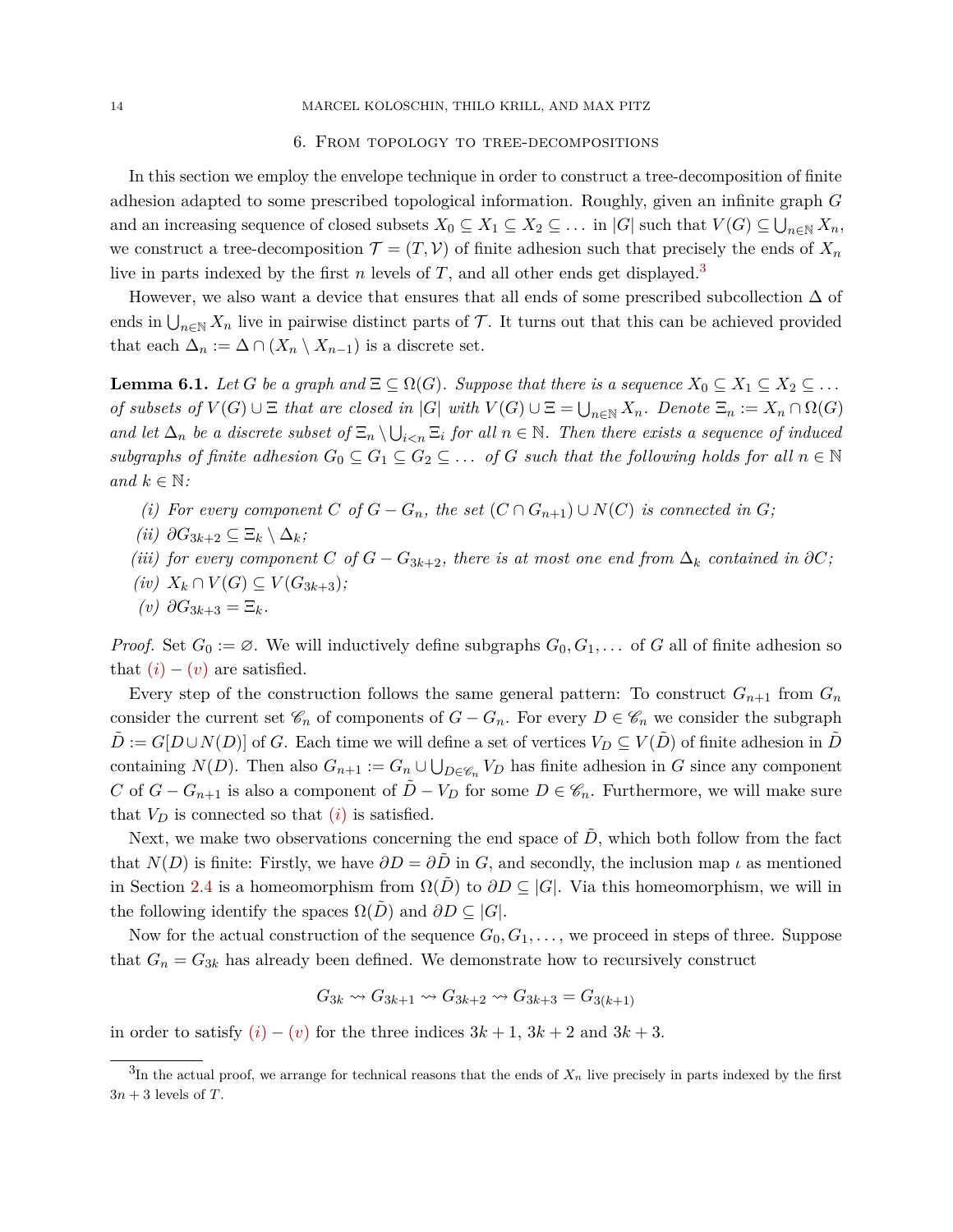## 6. From topology to tree-decompositions

In this section we employ the envelope technique in order to construct a tree-decomposition of finite adhesion adapted to some prescribed topological information. Roughly, given an infinite graph $G$ and an increasing sequence of closed subsets $X_0 \subseteq X_1 \subseteq X_2 \subseteq \dots$ in $|G|$ such that $V(G) \subseteq \bigcup_{n\in\mathbb{N}} X_n$, we construct a tree-decomposition $\mathcal{T} = (T, \mathcal{V})$ of finite adhesion such that precisely the ends of $X_n$ live in parts indexed by the first $n$ levels of $T$, and all other ends get displayed.[3]

However, we also want a device that ensures that all ends of some prescribed subcollection $\Delta$ of ends in $\bigcup_{n\in\mathbb{N}} X_n$ live in pairwise distinct parts of $\mathcal{T}$. It turns out that this can be achieved provided that each $\Delta_n := \Delta \cap (X_n \setminus X_{n-1})$ is a discrete set.

**Lemma 6.1.** *Let $G$ be a graph and $\Xi \subseteq \Omega(G)$. Suppose that there is a sequence $X_0 \subseteq X_1 \subseteq X_2 \subseteq \dots$ of subsets of $V(G) \cup \Xi$ that are closed in $|G|$ with $V(G) \cup \Xi = \bigcup_{n\in\mathbb{N}} X_n$. Denote $\Xi_n := X_n \cap \Omega(G)$ and let $\Delta_n$ be a discrete subset of $\Xi_n \setminus \bigcup_{i<n} \Xi_i$ for all $n \in \mathbb{N}$. Then there exists a sequence of induced subgraphs of finite adhesion $G_0 \subseteq G_1 \subseteq G_2 \subseteq \dots$ of $G$ such that the following holds for all $n \in \mathbb{N}$ and $k \in \mathbb{N}$:*

*(i) For every component $C$ of $G - G_n$, the set $(C \cap G_{n+1}) \cup N(C)$ is connected in $G$;*
*(ii) $\partial G_{3k+2} \subseteq \Xi_k \setminus \Delta_k$;*
*(iii) for every component $C$ of $G - G_{3k+2}$, there is at most one end from $\Delta_k$ contained in $\partial C$;*
*(iv) $X_k \cap V(G) \subseteq V(G_{3k+3})$;*
*(v) $\partial G_{3k+3} = \Xi_k$.*

*Proof.* Set $G_0 := \varnothing$. We will inductively define subgraphs $G_0, G_1, \dots$ of $G$ all of finite adhesion so that (i) – (v) are satisfied.

Every step of the construction follows the same general pattern: To construct $G_{n+1}$ from $G_n$ consider the current set $\mathscr{C}_n$ of components of $G - G_n$. For every $D \in \mathscr{C}_n$ we consider the subgraph $\tilde{D} := G[D \cup N(D)]$ of $G$. Each time we will define a set of vertices $V_D \subseteq V(\tilde{D})$ of finite adhesion in $\tilde{D}$ containing $N(D)$. Then also $G_{n+1} := G_n \cup \bigcup_{D\in\mathscr{C}_n} V_D$ has finite adhesion in $G$ since any component $C$ of $G - G_{n+1}$ is also a component of $\tilde{D} - V_D$ for some $D \in \mathscr{C}_n$. Furthermore, we will make sure that $V_D$ is connected so that (i) is satisfied.

Next, we make two observations concerning the end space of $\tilde{D}$, which both follow from the fact that $N(D)$ is finite: Firstly, we have $\partial D = \partial \tilde{D}$ in $G$, and secondly, the inclusion map $\iota$ as mentioned in Section 2.4 is a homeomorphism from $\Omega(\tilde{D})$ to $\partial D \subseteq |G|$. Via this homeomorphism, we will in the following identify the spaces $\Omega(\tilde{D})$ and $\partial D \subseteq |G|$.

Now for the actual construction of the sequence $G_0, G_1, \dots$, we proceed in steps of three. Suppose that $G_n = G_{3k}$ has already been defined. We demonstrate how to recursively construct

$$G_{3k} \rightsquigarrow G_{3k+1} \rightsquigarrow G_{3k+2} \rightsquigarrow G_{3k+3} = G_{3(k+1)}$$

in order to satisfy (i) – (v) for the three indices $3k + 1$, $3k + 2$ and $3k + 3$.

[3] In the actual proof, we arrange for technical reasons that the ends of $X_n$ live precisely in parts indexed by the first $3n + 3$ levels of $T$.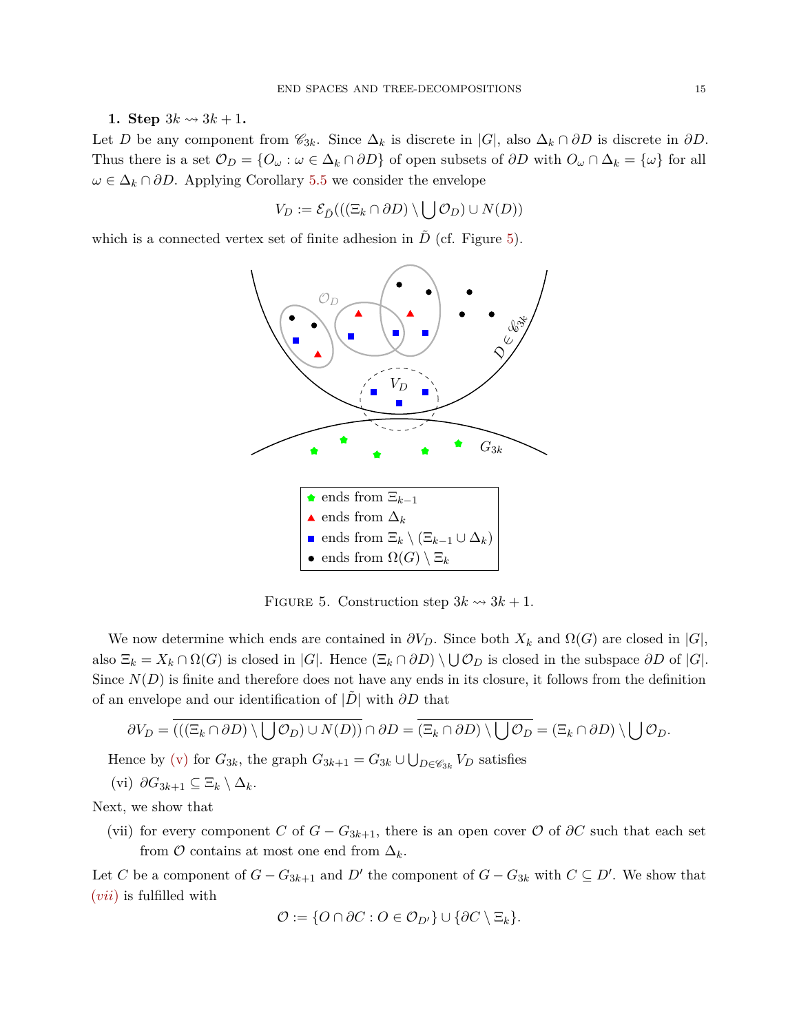**1. Step $3k \rightsquigarrow 3k+1$.**

Let $D$ be any component from $\mathscr{C}_{3k}$. Since $\Delta_k$ is discrete in $|G|$, also $\Delta_k \cap \partial D$ is discrete in $\partial D$. Thus there is a set $\mathcal{O}_D = \{O_\omega : \omega \in \Delta_k \cap \partial D\}$ of open subsets of $\partial D$ with $O_\omega \cap \Delta_k = \{\omega\}$ for all $\omega \in \Delta_k \cap \partial D$. Applying Corollary 5.5 we consider the envelope

$$V_D := \mathcal{E}_{\tilde{D}}(((\Xi_k \cap \partial D) \setminus \bigcup \mathcal{O}_D) \cup N(D))$$

which is a connected vertex set of finite adhesion in $\tilde{D}$ (cf. Figure 5).

- ends from $\Xi_{k-1}$
- ends from $\Delta_k$
- ends from $\Xi_k \setminus (\Xi_{k-1} \cup \Delta_k)$
- ends from $\Omega(G) \setminus \Xi_k$

Figure 5. Construction step $3k \rightsquigarrow 3k+1$.

We now determine which ends are contained in $\partial V_D$. Since both $X_k$ and $\Omega(G)$ are closed in $|G|$, also $\Xi_k = X_k \cap \Omega(G)$ is closed in $|G|$. Hence $(\Xi_k \cap \partial D) \setminus \bigcup \mathcal{O}_D$ is closed in the subspace $\partial D$ of $|G|$. Since $N(D)$ is finite and therefore does not have any ends in its closure, it follows from the definition of an envelope and our identification of $|\tilde{D}|$ with $\partial D$ that

$$\partial V_D = \overline{(((\Xi_k \cap \partial D) \setminus \bigcup \mathcal{O}_D) \cup N(D))} \cap \partial D = \overline{(\Xi_k \cap \partial D) \setminus \bigcup \mathcal{O}_D} = (\Xi_k \cap \partial D) \setminus \bigcup \mathcal{O}_D.$$

Hence by (v) for $G_{3k}$, the graph $G_{3k+1} = G_{3k} \cup \bigcup_{D \in \mathscr{C}_{3k}} V_D$ satisfies

(vi) $\partial G_{3k+1} \subseteq \Xi_k \setminus \Delta_k$.

Next, we show that

(vii) for every component $C$ of $G - G_{3k+1}$, there is an open cover $\mathcal{O}$ of $\partial C$ such that each set from $\mathcal{O}$ contains at most one end from $\Delta_k$.

Let $C$ be a component of $G - G_{3k+1}$ and $D'$ the component of $G - G_{3k}$ with $C \subseteq D'$. We show that *(vii)* is fulfilled with

$$\mathcal{O} := \{O \cap \partial C : O \in \mathcal{O}_{D'}\} \cup \{\partial C \setminus \Xi_k\}.$$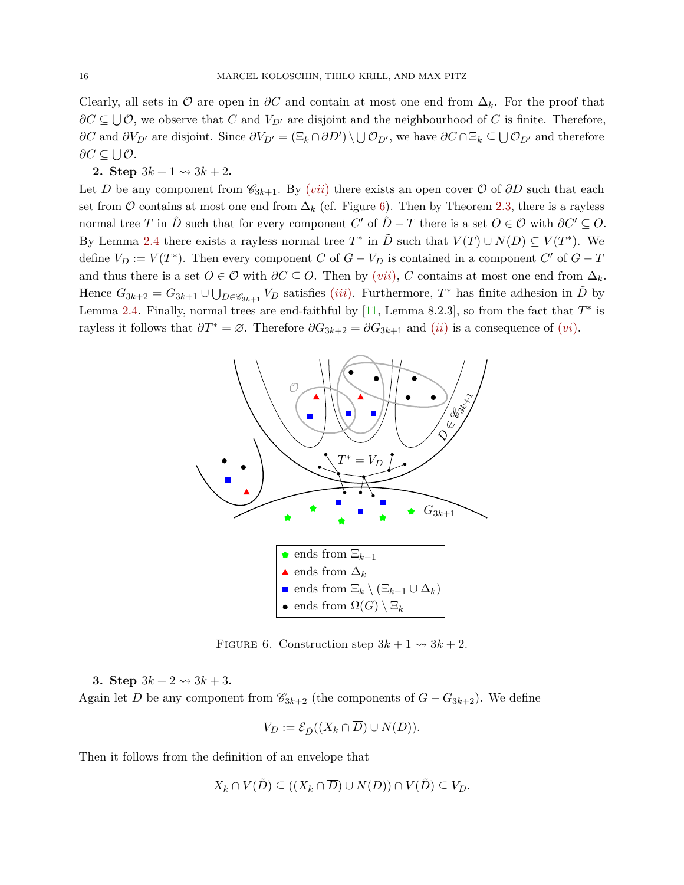Clearly, all sets in $\mathcal{O}$ are open in $\partial C$ and contain at most one end from $\Delta_k$. For the proof that $\partial C \subseteq \bigcup \mathcal{O}$, we observe that $C$ and $V_{D'}$ are disjoint and the neighbourhood of $C$ is finite. Therefore, $\partial C$ and $\partial V_{D'}$ are disjoint. Since $\partial V_{D'} = (\Xi_k \cap \partial D') \setminus \bigcup \mathcal{O}_{D'}$, we have $\partial C \cap \Xi_k \subseteq \bigcup \mathcal{O}_{D'}$ and therefore $\partial C \subseteq \bigcup \mathcal{O}$.

**2. Step $3k+1 \rightsquigarrow 3k+2$.**
Let $D$ be any component from $\mathscr{C}_{3k+1}$. By *(vii)* there exists an open cover $\mathcal{O}$ of $\partial D$ such that each set from $\mathcal{O}$ contains at most one end from $\Delta_k$ (cf. Figure 6). Then by Theorem 2.3, there is a rayless normal tree $T$ in $\tilde{D}$ such that for every component $C'$ of $\tilde{D} - T$ there is a set $O \in \mathcal{O}$ with $\partial C' \subseteq O$. By Lemma 2.4 there exists a rayless normal tree $T^*$ in $\tilde{D}$ such that $V(T) \cup N(D) \subseteq V(T^*)$. We define $V_D := V(T^*)$. Then every component $C$ of $G - V_D$ is contained in a component $C'$ of $G - T$ and thus there is a set $O \in \mathcal{O}$ with $\partial C \subseteq O$. Then by *(vii)*, $C$ contains at most one end from $\Delta_k$. Hence $G_{3k+2} = G_{3k+1} \cup \bigcup_{D \in \mathscr{C}_{3k+1}} V_D$ satisfies *(iii)*. Furthermore, $T^*$ has finite adhesion in $\tilde{D}$ by Lemma 2.4. Finally, normal trees are end-faithful by [11, Lemma 8.2.3], so from the fact that $T^*$ is rayless it follows that $\partial T^* = \varnothing$. Therefore $\partial G_{3k+2} = \partial G_{3k+1}$ and *(ii)* is a consequence of *(vi)*.

FIGURE 6. Construction step $3k+1 \rightsquigarrow 3k+2$.

**3. Step $3k+2 \rightsquigarrow 3k+3$.**
Again let $D$ be any component from $\mathscr{C}_{3k+2}$ (the components of $G - G_{3k+2}$). We define

$$V_D := \mathcal{E}_{\tilde{D}}((X_k \cap \overline{D}) \cup N(D)).$$

Then it follows from the definition of an envelope that

$$X_k \cap V(\tilde{D}) \subseteq ((X_k \cap \overline{D}) \cup N(D)) \cap V(\tilde{D}) \subseteq V_D.$$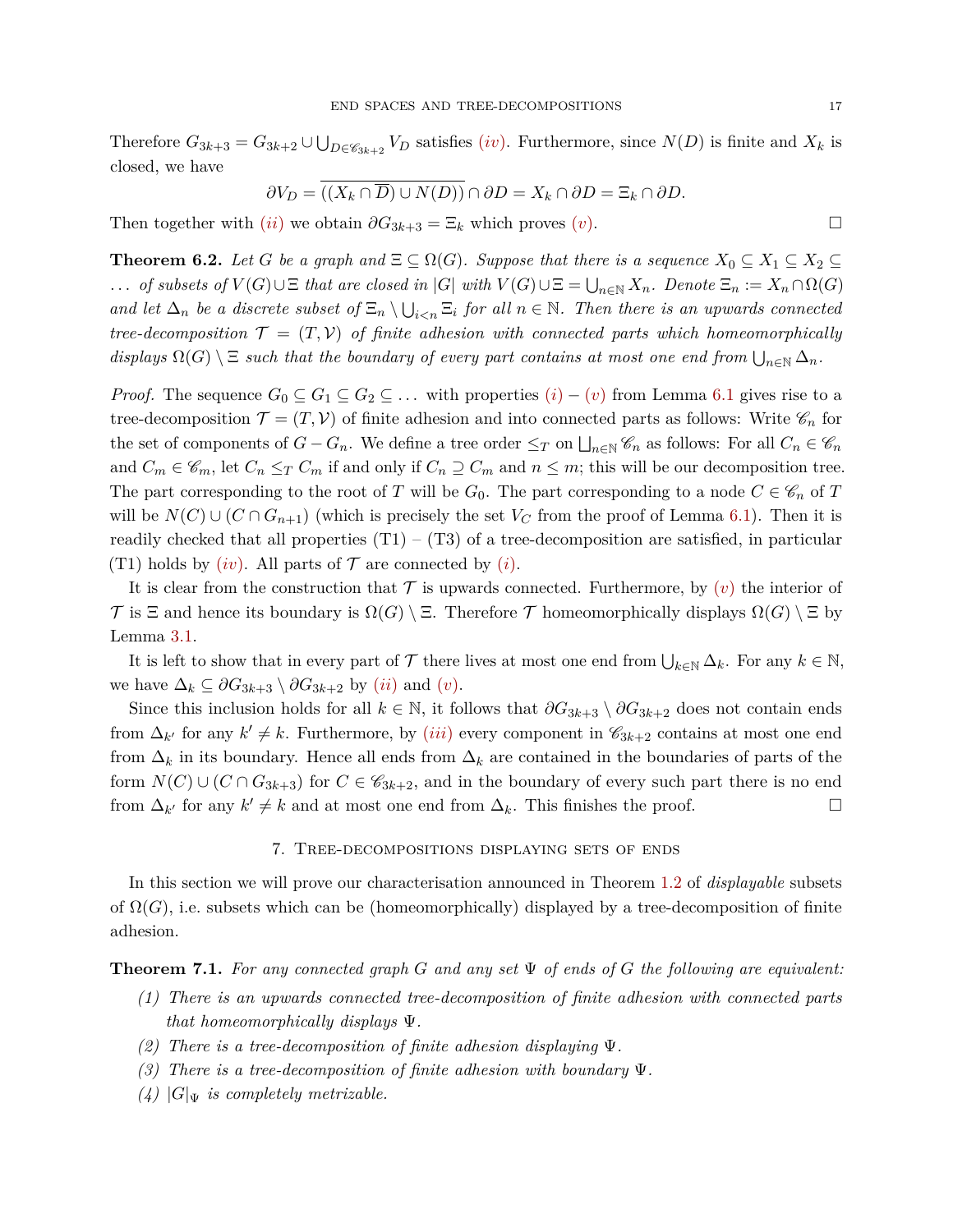Therefore $G_{3k+3} = G_{3k+2} \cup \bigcup_{D \in \mathscr{C}_{3k+2}} V_D$ satisfies *(iv)*. Furthermore, since $N(D)$ is finite and $X_k$ is closed, we have

$$\partial V_D = \overline{((X_k \cap \overline{D}) \cup N(D))} \cap \partial D = X_k \cap \partial D = \Xi_k \cap \partial D.$$

Then together with *(ii)* we obtain $\partial G_{3k+3} = \Xi_k$ which proves *(v)*. □

**Theorem 6.2.** *Let $G$ be a graph and $\Xi \subseteq \Omega(G)$. Suppose that there is a sequence $X_0 \subseteq X_1 \subseteq X_2 \subseteq \dots$ of subsets of $V(G) \cup \Xi$ that are closed in $|G|$ with $V(G) \cup \Xi = \bigcup_{n \in \mathbb{N}} X_n$. Denote $\Xi_n := X_n \cap \Omega(G)$ and let $\Delta_n$ be a discrete subset of $\Xi_n \setminus \bigcup_{i<n} \Xi_i$ for all $n \in \mathbb{N}$. Then there is an upwards connected tree-decomposition $\mathcal{T} = (T, \mathcal{V})$ of finite adhesion with connected parts which homeomorphically displays $\Omega(G) \setminus \Xi$ such that the boundary of every part contains at most one end from $\bigcup_{n \in \mathbb{N}} \Delta_n$.*

*Proof.* The sequence $G_0 \subseteq G_1 \subseteq G_2 \subseteq \dots$ with properties *(i)* – *(v)* from Lemma 6.1 gives rise to a tree-decomposition $\mathcal{T} = (T, \mathcal{V})$ of finite adhesion and into connected parts as follows: Write $\mathscr{C}_n$ for the set of components of $G - G_n$. We define a tree order $\leq_T$ on $\bigsqcup_{n \in \mathbb{N}} \mathscr{C}_n$ as follows: For all $C_n \in \mathscr{C}_n$ and $C_m \in \mathscr{C}_m$, let $C_n \leq_T C_m$ if and only if $C_n \supseteq C_m$ and $n \leq m$; this will be our decomposition tree. The part corresponding to the root of $T$ will be $G_0$. The part corresponding to a node $C \in \mathscr{C}_n$ of $T$ will be $N(C) \cup (C \cap G_{n+1})$ (which is precisely the set $V_C$ from the proof of Lemma 6.1). Then it is readily checked that all properties (T1) – (T3) of a tree-decomposition are satisfied, in particular (T1) holds by *(iv)*. All parts of $\mathcal{T}$ are connected by *(i)*.

It is clear from the construction that $\mathcal{T}$ is upwards connected. Furthermore, by *(v)* the interior of $\mathcal{T}$ is $\Xi$ and hence its boundary is $\Omega(G) \setminus \Xi$. Therefore $\mathcal{T}$ homeomorphically displays $\Omega(G) \setminus \Xi$ by Lemma 3.1.

It is left to show that in every part of $\mathcal{T}$ there lives at most one end from $\bigcup_{k \in \mathbb{N}} \Delta_k$. For any $k \in \mathbb{N}$, we have $\Delta_k \subseteq \partial G_{3k+3} \setminus \partial G_{3k+2}$ by *(ii)* and *(v)*.

Since this inclusion holds for all $k \in \mathbb{N}$, it follows that $\partial G_{3k+3} \setminus \partial G_{3k+2}$ does not contain ends from $\Delta_{k'}$ for any $k' \neq k$. Furthermore, by *(iii)* every component in $\mathscr{C}_{3k+2}$ contains at most one end from $\Delta_k$ in its boundary. Hence all ends from $\Delta_k$ are contained in the boundaries of parts of the form $N(C) \cup (C \cap G_{3k+3})$ for $C \in \mathscr{C}_{3k+2}$, and in the boundary of every such part there is no end from $\Delta_{k'}$ for any $k' \neq k$ and at most one from $\Delta_k$. This finishes the proof. □

## 7. Tree-decompositions displaying sets of ends

In this section we will prove our characterisation announced in Theorem 1.2 of *displayable* subsets of $\Omega(G)$, i.e. subsets which can be (homeomorphically) displayed by a tree-decomposition of finite adhesion.

**Theorem 7.1.** *For any connected graph $G$ and any set $\Psi$ of ends of $G$ the following are equivalent:*

1. *There is an upwards connected tree-decomposition of finite adhesion with connected parts that homeomorphically displays $\Psi$.*
2. *There is a tree-decomposition of finite adhesion displaying $\Psi$.*
3. *There is a tree-decomposition of finite adhesion with boundary $\Psi$.*
4. *$|G|_\Psi$ is completely metrizable.*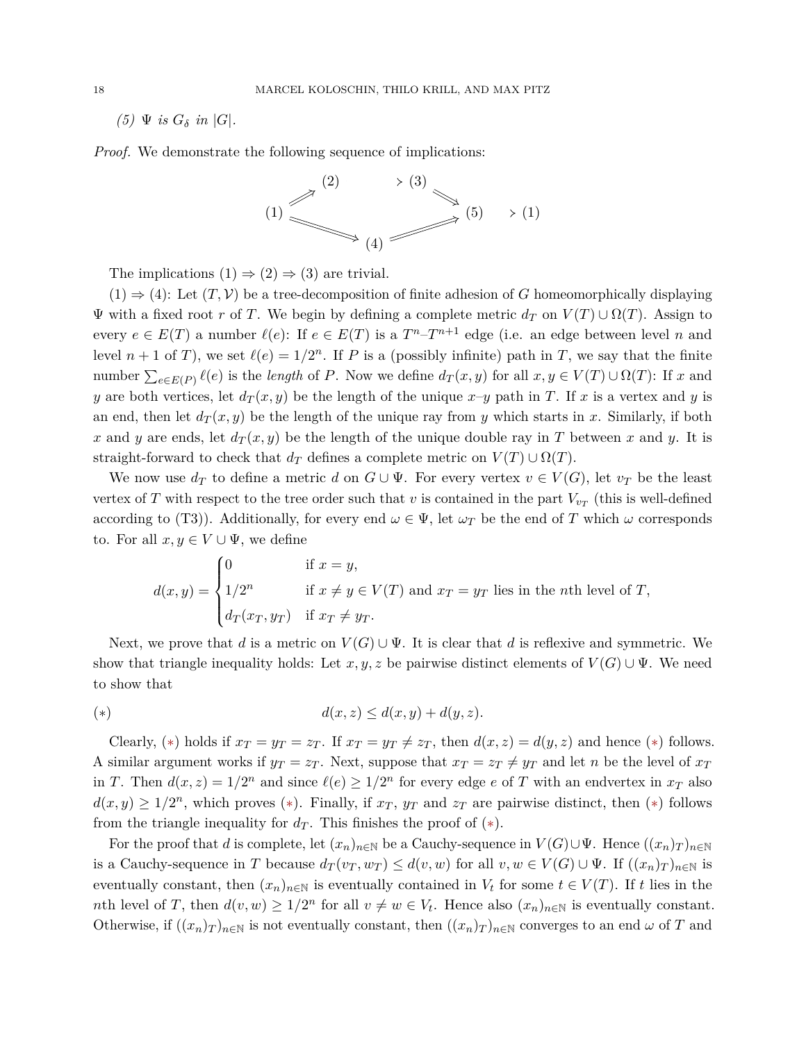*(5)* $\Psi$ *is* $G_\delta$ *in* $|G|$.

*Proof.* We demonstrate the following sequence of implications:

$$
\begin{array}{ccccccc}
 & \nearrow & (2) & \Rightarrow & (3) & \searrow & \\
(1) & & & & & & (5) \Rightarrow (1) \\
 & \searrow & & (4) & & \nearrow &
\end{array}
$$

The implications (1) ⇒ (2) ⇒ (3) are trivial.

(1) ⇒ (4): Let $(T, \mathcal{V})$ be a tree-decomposition of finite adhesion of $G$ homeomorphically displaying $\Psi$ with a fixed root $r$ of $T$. We begin by defining a complete metric $d_T$ on $V(T) \cup \Omega(T)$. Assign to every $e \in E(T)$ a number $\ell(e)$: If $e \in E(T)$ is a $T^n$–$T^{n+1}$ edge (i.e. an edge between level $n$ and level $n+1$ of $T$), we set $\ell(e) = 1/2^n$. If $P$ is a (possibly infinite) path in $T$, we say that the finite number $\sum_{e \in E(P)} \ell(e)$ is the *length* of $P$. Now we define $d_T(x, y)$ for all $x, y \in V(T) \cup \Omega(T)$: If $x$ and $y$ are both vertices, let $d_T(x, y)$ be the length of the unique $x$–$y$ path in $T$. If $x$ is a vertex and $y$ is an end, then let $d_T(x, y)$ be the length of the unique ray from $y$ which starts in $x$. Similarly, if both $x$ and $y$ are ends, let $d_T(x, y)$ be the length of the unique double ray in $T$ between $x$ and $y$. It is straight-forward to check that $d_T$ defines a complete metric on $V(T) \cup \Omega(T)$.

We now use $d_T$ to define a metric $d$ on $G \cup \Psi$. For every vertex $v \in V(G)$, let $v_T$ be the least vertex of $T$ with respect to the tree order such that $v$ is contained in the part $V_{v_T}$ (this is well-defined according to (T3)). Additionally, for every end $\omega \in \Psi$, let $\omega_T$ be the end of $T$ which $\omega$ corresponds to. For all $x, y \in V \cup \Psi$, we define

$$
d(x, y) = \begin{cases} 0 & \text{if } x = y, \\ 1/2^n & \text{if } x \neq y \in V(T) \text{ and } x_T = y_T \text{ lies in the } n\text{th level of } T, \\ d_T(x_T, y_T) & \text{if } x_T \neq y_T. \end{cases}
$$

Next, we prove that $d$ is a metric on $V(G) \cup \Psi$. It is clear that $d$ is reflexive and symmetric. We show that triangle inequality holds: Let $x, y, z$ be pairwise distinct elements of $V(G) \cup \Psi$. We need to show that

$$
(*) \qquad\qquad d(x, z) \leq d(x, y) + d(y, z).
$$

Clearly, $(*)$ holds if $x_T = y_T = z_T$. If $x_T = y_T \neq z_T$, then $d(x, z) = d(y, z)$ and hence $(*)$ follows. A similar argument works if $y_T = z_T$. Next, suppose that $x_T = z_T \neq y_T$ and let $n$ be the level of $x_T$ in $T$. Then $d(x, z) = 1/2^n$ and since $\ell(e) \geq 1/2^n$ for every edge $e$ of $T$ with an endvertex in $x_T$ also $d(x, y) \geq 1/2^n$, which proves $(*)$. Finally, if $x_T$, $y_T$ and $z_T$ are pairwise distinct, then $(*)$ follows from the triangle inequality for $d_T$. This finishes the proof of $(*)$.

For the proof that $d$ is complete, let $(x_n)_{n \in \mathbb{N}}$ be a Cauchy-sequence in $V(G) \cup \Psi$. Hence $((x_n)_T)_{n \in \mathbb{N}}$ is a Cauchy-sequence in $T$ because $d_T(v_T, w_T) \leq d(v, w)$ for all $v, w \in V(G) \cup \Psi$. If $((x_n)_T)_{n \in \mathbb{N}}$ is eventually constant, then $(x_n)_{n \in \mathbb{N}}$ is eventually contained in $V_t$ for some $t \in V(T)$. If $t$ lies in the $n$th level of $T$, then $d(v, w) \geq 1/2^n$ for all $v \neq w \in V_t$. Hence also $(x_n)_{n \in \mathbb{N}}$ is eventually constant. Otherwise, if $((x_n)_T)_{n \in \mathbb{N}}$ is not eventually constant, then $((x_n)_T)_{n \in \mathbb{N}}$ converges to an end $\omega$ of $T$ and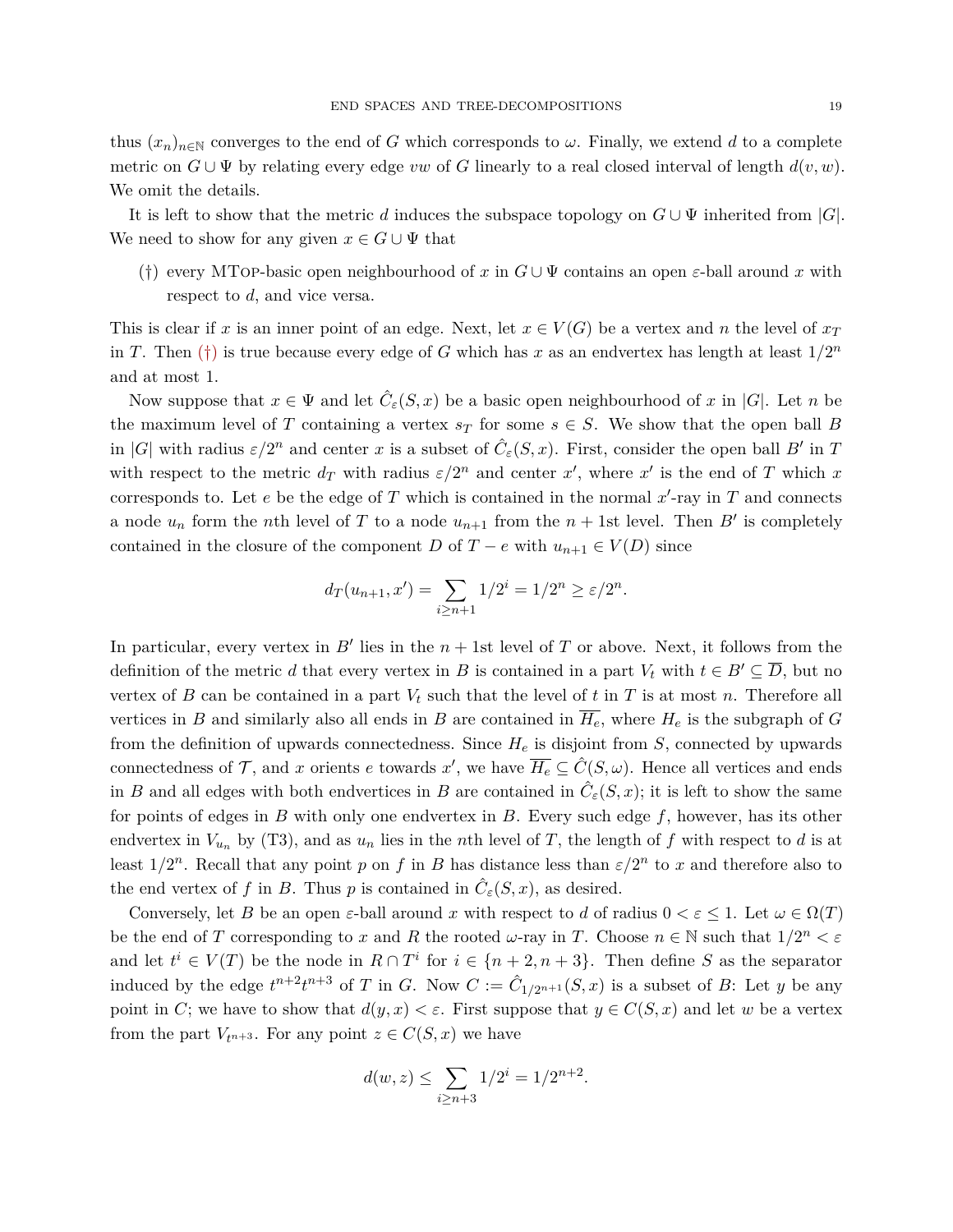thus $(x_n)_{n\in\mathbb{N}}$ converges to the end of $G$ which corresponds to $\omega$. Finally, we extend $d$ to a complete metric on $G \cup \Psi$ by relating every edge $vw$ of $G$ linearly to a real closed interval of length $d(v, w)$. We omit the details.

It is left to show that the metric $d$ induces the subspace topology on $G \cup \Psi$ inherited from $|G|$. We need to show for any given $x \in G \cup \Psi$ that

(†) every MTop-basic open neighbourhood of $x$ in $G \cup \Psi$ contains an open $\varepsilon$-ball around $x$ with respect to $d$, and vice versa.

This is clear if $x$ is an inner point of an edge. Next, let $x \in V(G)$ be a vertex and $n$ the level of $x_T$ in $T$. Then (†) is true because every edge of $G$ which has $x$ as an endvertex has length at least $1/2^n$ and at most 1.

Now suppose that $x \in \Psi$ and let $\hat{C}_\varepsilon(S, x)$ be a basic open neighbourhood of $x$ in $|G|$. Let $n$ be the maximum level of $T$ containing a vertex $s_T$ for some $s \in S$. We show that the open ball $B$ in $|G|$ with radius $\varepsilon/2^n$ and center $x$ is a subset of $\hat{C}_\varepsilon(S, x)$. First, consider the open ball $B'$ in $T$ with respect to the metric $d_T$ with radius $\varepsilon/2^n$ and center $x'$, where $x'$ is the end of $T$ which $x$ corresponds to. Let $e$ be the edge of $T$ which is contained in the normal $x'$-ray in $T$ and connects a node $u_n$ form the $n$th level of $T$ to a node $u_{n+1}$ from the $n+1$st level. Then $B'$ is completely contained in the closure of the component $D$ of $T - e$ with $u_{n+1} \in V(D)$ since

$$d_T(u_{n+1}, x') = \sum_{i \geq n+1} 1/2^i = 1/2^n \geq \varepsilon/2^n.$$

In particular, every vertex in $B'$ lies in the $n+1$st level of $T$ or above. Next, it follows from the definition of the metric $d$ that every vertex in $B$ is contained in a part $V_t$ with $t \in B' \subseteq \overline{D}$, but no vertex of $B$ can be contained in a part $V_t$ such that the level of $t$ in $T$ is at most $n$. Therefore all vertices in $B$ and similarly also all ends in $B$ are contained in $\overline{H_e}$, where $H_e$ is the subgraph of $G$ from the definition of upwards connectedness. Since $H_e$ is disjoint from $S$, connected by upwards connectedness of $\mathcal{T}$, and $x$ orients $e$ towards $x'$, we have $\overline{H_e} \subseteq \hat{C}(S, \omega)$. Hence all vertices and ends in $B$ and all edges with both endvertices in $B$ are contained in $\hat{C}_\varepsilon(S, x)$; it is left to show the same for points of edges in $B$ with only one endvertex in $B$. Every such edge $f$, however, has its other endvertex in $V_{u_n}$ by (T3), and as $u_n$ lies in the $n$th level of $T$, the length of $f$ with respect to $d$ is at least $1/2^n$. Recall that any point $p$ on $f$ in $B$ has distance less than $\varepsilon/2^n$ to $x$ and therefore also to the end vertex of $f$ in $B$. Thus $p$ is contained in $\hat{C}_\varepsilon(S, x)$, as desired.

Conversely, let $B$ be an open $\varepsilon$-ball around $x$ with respect to $d$ of radius $0 < \varepsilon \leq 1$. Let $\omega \in \Omega(T)$ be the end of $T$ corresponding to $x$ and $R$ the rooted $\omega$-ray in $T$. Choose $n \in \mathbb{N}$ such that $1/2^n < \varepsilon$ and let $t^i \in V(T)$ be the node in $R \cap T^i$ for $i \in \{n+2, n+3\}$. Then define $S$ as the separator induced by the edge $t^{n+2}t^{n+3}$ of $T$ in $G$. Now $C := \hat{C}_{1/2^{n+1}}(S, x)$ is a subset of $B$: Let $y$ be any point in $C$; we have to show that $d(y, x) < \varepsilon$. First suppose that $y \in C(S, x)$ and let $w$ be a vertex from the part $V_{t^{n+3}}$. For any point $z \in C(S, x)$ we have

$$d(w, z) \leq \sum_{i \geq n+3} 1/2^i = 1/2^{n+2}.$$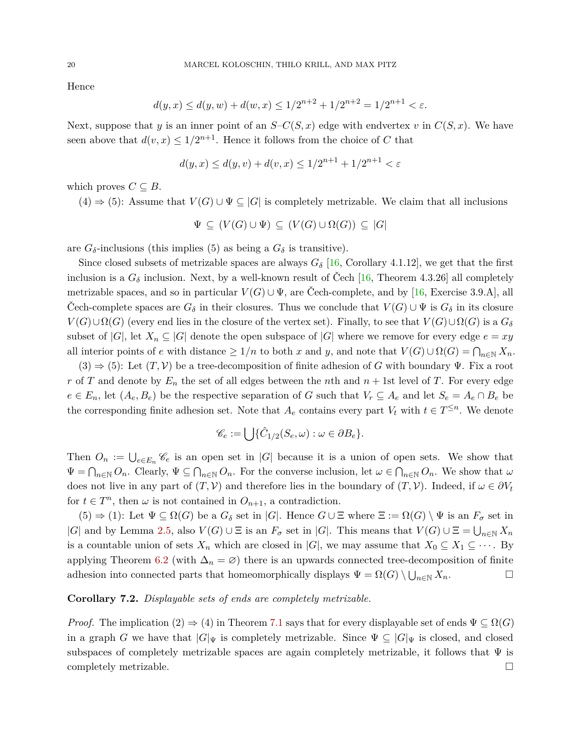Hence

$$d(y,x) \le d(y,w) + d(w,x) \le 1/2^{n+2} + 1/2^{n+2} = 1/2^{n+1} < \varepsilon.$$

Next, suppose that $y$ is an inner point of an $S$–$C(S,x)$ edge with endvertex $v$ in $C(S,x)$. We have seen above that $d(v,x) \le 1/2^{n+1}$. Hence it follows from the choice of $C$ that

$$d(y,x) \le d(y,v) + d(v,x) \le 1/2^{n+1} + 1/2^{n+1} < \varepsilon$$

which proves $C \subseteq B$.

(4) ⇒ (5): Assume that $V(G) \cup \Psi \subseteq |G|$ is completely metrizable. We claim that all inclusions

$$\Psi \subseteq (V(G) \cup \Psi) \subseteq (V(G) \cup \Omega(G)) \subseteq |G|$$

are $G_\delta$-inclusions (this implies (5) as being a $G_\delta$ is transitive).

Since closed subsets of metrizable spaces are always $G_\delta$ [16, Corollary 4.1.12], we get that the first inclusion is a $G_\delta$ inclusion. Next, by a well-known result of Čech [16, Theorem 4.3.26] all completely metrizable spaces, and so in particular $V(G) \cup \Psi$, are Čech-complete, and by [16, Exercise 3.9.A], all Čech-complete spaces are $G_\delta$ in their closures. Thus we conclude that $V(G) \cup \Psi$ is $G_\delta$ in its closure $V(G) \cup \Omega(G)$ (every end lies in the closure of the vertex set). Finally, to see that $V(G) \cup \Omega(G)$ is a $G_\delta$ subset of $|G|$, let $X_n \subseteq |G|$ denote the open subspace of $|G|$ where we remove for every edge $e = xy$ all interior points of $e$ with distance $\ge 1/n$ to both $x$ and $y$, and note that $V(G) \cup \Omega(G) = \bigcap_{n \in \mathbb{N}} X_n$.

(3) ⇒ (5): Let $(T, \mathcal{V})$ be a tree-decomposition of finite adhesion of $G$ with boundary $\Psi$. Fix a root $r$ of $T$ and denote by $E_n$ the set of all edges between the $n$th and $n+1$st level of $T$. For every edge $e \in E_n$, let $(A_e, B_e)$ be the respective separation of $G$ such that $V_r \subseteq A_e$ and let $S_e = A_e \cap B_e$ be the corresponding finite adhesion set. Note that $A_e$ contains every part $V_t$ with $t \in T^{\le n}$. We denote

$$\mathscr{C}_e := \bigcup \{\hat{C}_{1/2}(S_e, \omega) : \omega \in \partial B_e\}.$$

Then $O_n := \bigcup_{e \in E_n} \mathscr{C}_e$ is an open set in $|G|$ because it is a union of open sets. We show that $\Psi = \bigcap_{n \in \mathbb{N}} O_n$. Clearly, $\Psi \subseteq \bigcap_{n \in \mathbb{N}} O_n$. For the converse inclusion, let $\omega \in \bigcap_{n \in \mathbb{N}} O_n$. We show that $\omega$ does not live in any part of $(T, \mathcal{V})$ and therefore lies in the boundary of $(T, \mathcal{V})$. Indeed, if $\omega \in \partial V_t$ for $t \in T^n$, then $\omega$ is not contained in $O_{n+1}$, a contradiction.

(5) ⇒ (1): Let $\Psi \subseteq \Omega(G)$ be a $G_\delta$ set in $|G|$. Hence $G \cup \Xi$ where $\Xi := \Omega(G) \setminus \Psi$ is an $F_\sigma$ set in $|G|$ and by Lemma 2.5, also $V(G) \cup \Xi$ is an $F_\sigma$ set in $|G|$. This means that $V(G) \cup \Xi = \bigcup_{n \in \mathbb{N}} X_n$ is a countable union of sets $X_n$ which are closed in $|G|$, we may assume that $X_0 \subseteq X_1 \subseteq \cdots$. By applying Theorem 6.2 (with $\Delta_n = \varnothing$) there is an upwards connected tree-decomposition of finite adhesion into connected parts that homeomorphically displays $\Psi = \Omega(G) \setminus \bigcup_{n \in \mathbb{N}} X_n$. □

**Corollary 7.2.** *Displayable sets of ends are completely metrizable.*

*Proof.* The implication (2) ⇒ (4) in Theorem 7.1 says that for every displayable set of ends $\Psi \subseteq \Omega(G)$ in a graph $G$ we have that $|G|_\Psi$ is completely metrizable. Since $\Psi \subseteq |G|_\Psi$ is closed, and closed subspaces of completely metrizable spaces are again completely metrizable, it follows that $\Psi$ is completely metrizable. □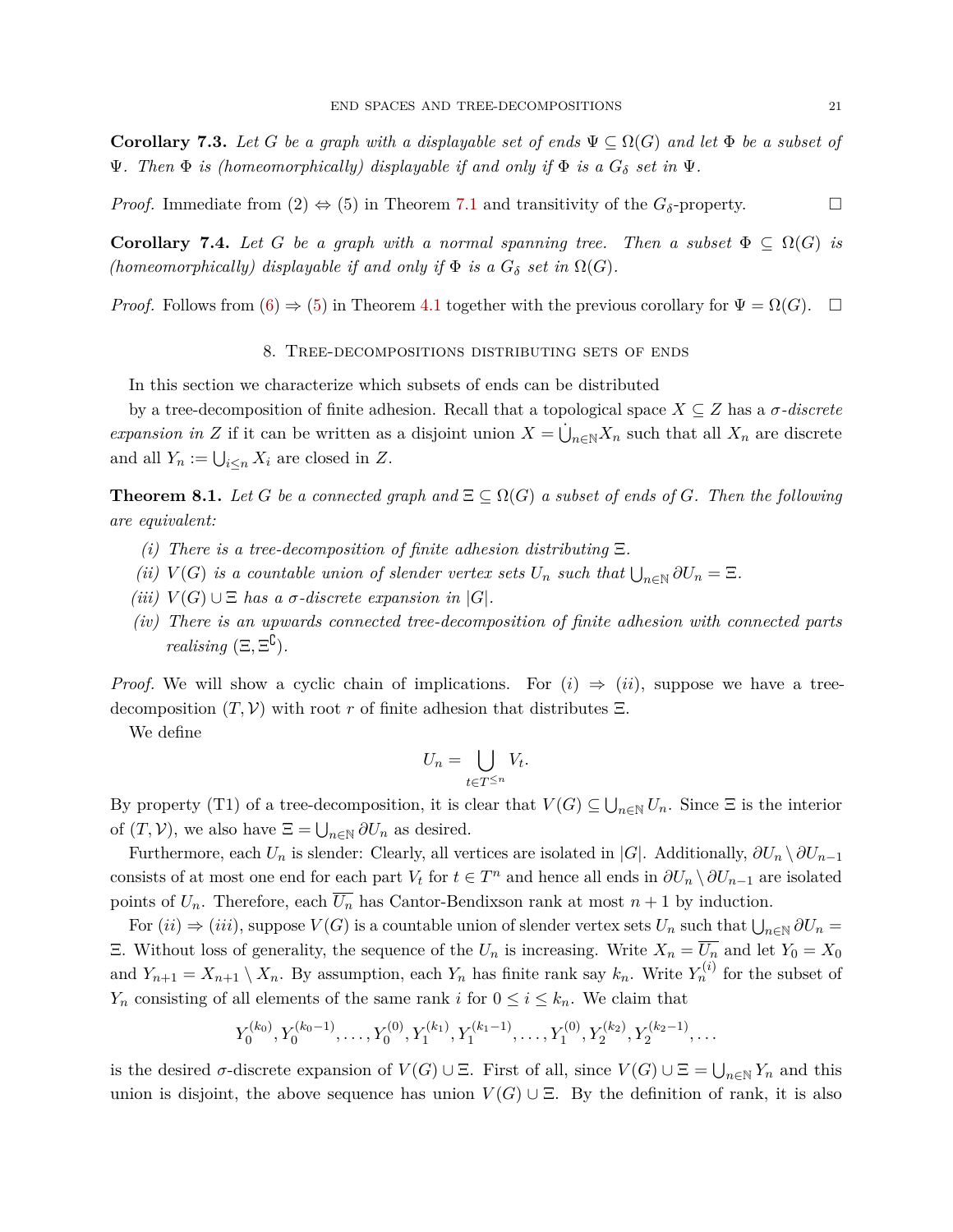**Corollary 7.3.** *Let $G$ be a graph with a displayable set of ends $\Psi \subseteq \Omega(G)$ and let $\Phi$ be a subset of $\Psi$. Then $\Phi$ is (homeomorphically) displayable if and only if $\Phi$ is a $G_\delta$ set in $\Psi$.*

*Proof.* Immediate from (2) $\Leftrightarrow$ (5) in Theorem 7.1 and transitivity of the $G_\delta$-property. □

**Corollary 7.4.** *Let $G$ be a graph with a normal spanning tree. Then a subset $\Phi \subseteq \Omega(G)$ is (homeomorphically) displayable if and only if $\Phi$ is a $G_\delta$ set in $\Omega(G)$.*

*Proof.* Follows from (6) $\Rightarrow$ (5) in Theorem 4.1 together with the previous corollary for $\Psi = \Omega(G)$. □

## 8. Tree-decompositions distributing sets of ends

In this section we characterize which subsets of ends can be distributed

by a tree-decomposition of finite adhesion. Recall that a topological space $X \subseteq Z$ has a *$\sigma$-discrete expansion in $Z$* if it can be written as a disjoint union $X = \dot{\bigcup}_{n\in\mathbb{N}} X_n$ such that all $X_n$ are discrete and all $Y_n := \bigcup_{i\leq n} X_i$ are closed in $Z$.

**Theorem 8.1.** *Let $G$ be a connected graph and $\Xi \subseteq \Omega(G)$ a subset of ends of $G$. Then the following are equivalent:*

- *(i) There is a tree-decomposition of finite adhesion distributing $\Xi$.*
- *(ii) $V(G)$ is a countable union of slender vertex sets $U_n$ such that $\bigcup_{n\in\mathbb{N}} \partial U_n = \Xi$.*
- *(iii) $V(G) \cup \Xi$ has a $\sigma$-discrete expansion in $|G|$.*
- *(iv) There is an upwards connected tree-decomposition of finite adhesion with connected parts realising $(\Xi, \Xi^{\complement})$.*

*Proof.* We will show a cyclic chain of implications. For $(i) \Rightarrow (ii)$, suppose we have a tree-decomposition $(T, \mathcal{V})$ with root $r$ of finite adhesion that distributes $\Xi$.

We define

$$U_n = \bigcup_{t\in T^{\leq n}} V_t.$$

By property (T1) of a tree-decomposition, it is clear that $V(G) \subseteq \bigcup_{n\in\mathbb{N}} U_n$. Since $\Xi$ is the interior of $(T, \mathcal{V})$, we also have $\Xi = \bigcup_{n\in\mathbb{N}} \partial U_n$ as desired.

Furthermore, each $U_n$ is slender: Clearly, all vertices are isolated in $|G|$. Additionally, $\partial U_n \setminus \partial U_{n-1}$ consists of at most one end for each part $V_t$ for $t \in T^n$ and hence all ends in $\partial U_n \setminus \partial U_{n-1}$ are isolated points of $U_n$. Therefore, each $\overline{U_n}$ has Cantor-Bendixson rank at most $n+1$ by induction.

For $(ii) \Rightarrow (iii)$, suppose $V(G)$ is a countable union of slender vertex sets $U_n$ such that $\bigcup_{n\in\mathbb{N}} \partial U_n = \Xi$. Without loss of generality, the sequence of the $U_n$ is increasing. Write $X_n = \overline{U_n}$ and let $Y_0 = X_0$ and $Y_{n+1} = X_{n+1} \setminus X_n$. By assumption, each $Y_n$ has finite rank say $k_n$. Write $Y_n^{(i)}$ for the subset of $Y_n$ consisting of all elements of the same rank $i$ for $0 \leq i \leq k_n$. We claim that

$$Y_0^{(k_0)}, Y_0^{(k_0-1)}, \ldots, Y_0^{(0)}, Y_1^{(k_1)}, Y_1^{(k_1-1)}, \ldots, Y_1^{(0)}, Y_2^{(k_2)}, Y_2^{(k_2-1)}, \ldots$$

is the desired $\sigma$-discrete expansion of $V(G) \cup \Xi$. First of all, since $V(G) \cup \Xi = \bigcup_{n\in\mathbb{N}} Y_n$ and this union is disjoint, the above sequence has union $V(G) \cup \Xi$. By the definition of rank, it is also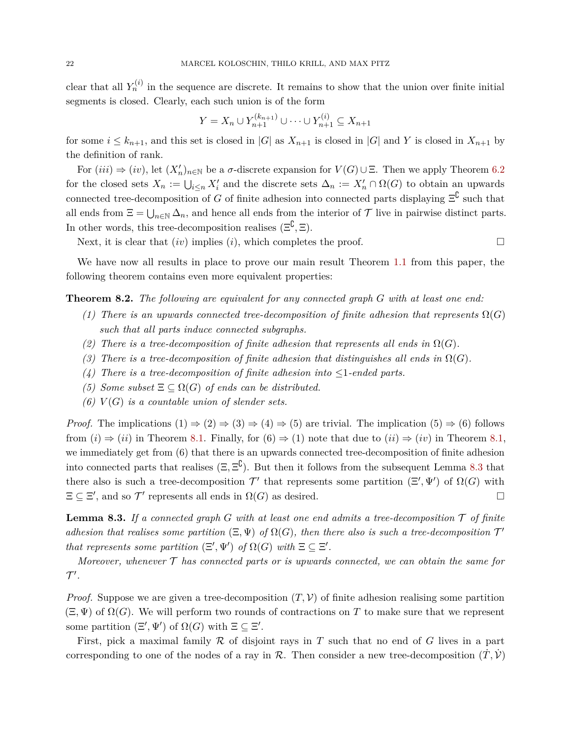clear that all $Y_n^{(i)}$ in the sequence are discrete. It remains to show that the union over finite initial segments is closed. Clearly, each such union is of the form

$$Y = X_n \cup Y_{n+1}^{(k_{n+1})} \cup \dots \cup Y_{n+1}^{(i)} \subseteq X_{n+1}$$

for some $i \leq k_{n+1}$, and this set is closed in $|G|$ as $X_{n+1}$ is closed in $|G|$ and $Y$ is closed in $X_{n+1}$ by the definition of rank.

For $(iii) \Rightarrow (iv)$, let $(X'_n)_{n\in\mathbb{N}}$ be a $\sigma$-discrete expansion for $V(G) \cup \Xi$. Then we apply Theorem 6.2 for the closed sets $X_n := \bigcup_{i\leq n} X'_i$ and the discrete sets $\Delta_n := X'_n \cap \Omega(G)$ to obtain an upwards connected tree-decomposition of $G$ of finite adhesion into connected parts displaying $\Xi^{\complement}$ such that all ends from $\Xi = \bigcup_{n\in\mathbb{N}} \Delta_n$, and hence all ends from the interior of $\mathcal{T}$ live in pairwise distinct parts. In other words, this tree-decomposition realises $(\Xi^{\complement}, \Xi)$.

Next, it is clear that $(iv)$ implies $(i)$, which completes the proof. □

We have now all results in place to prove our main result Theorem 1.1 from this paper, the following theorem contains even more equivalent properties:

**Theorem 8.2.** *The following are equivalent for any connected graph $G$ with at least one end:*

1. *There is an upwards connected tree-decomposition of finite adhesion that represents $\Omega(G)$ such that all parts induce connected subgraphs.*
2. *There is a tree-decomposition of finite adhesion that represents all ends in $\Omega(G)$.*
3. *There is a tree-decomposition of finite adhesion that distinguishes all ends in $\Omega(G)$.*
4. *There is a tree-decomposition of finite adhesion into $\leq$1-ended parts.*
5. *Some subset $\Xi \subseteq \Omega(G)$ of ends can be distributed.*
6. *$V(G)$ is a countable union of slender sets.*

*Proof.* The implications (1) $\Rightarrow$ (2) $\Rightarrow$ (3) $\Rightarrow$ (4) $\Rightarrow$ (5) are trivial. The implication (5) $\Rightarrow$ (6) follows from $(i) \Rightarrow (ii)$ in Theorem 8.1. Finally, for (6) $\Rightarrow$ (1) note that due to $(ii) \Rightarrow (iv)$ in Theorem 8.1, we immediately get from (6) that there is an upwards connected tree-decomposition of finite adhesion into connected parts that realises $(\Xi, \Xi^{\complement})$. But then it follows from the subsequent Lemma 8.3 that there also is such a tree-decomposition $\mathcal{T}'$ that represents some partition $(\Xi', \Psi')$ of $\Omega(G)$ with $\Xi \subseteq \Xi'$, and so $\mathcal{T}'$ represents all ends in $\Omega(G)$ as desired. □

**Lemma 8.3.** *If a connected graph $G$ with at least one end admits a tree-decomposition $\mathcal{T}$ of finite adhesion that realises some partition $(\Xi, \Psi)$ of $\Omega(G)$, then there also is such a tree-decomposition $\mathcal{T}'$ that represents some partition $(\Xi', \Psi')$ of $\Omega(G)$ with $\Xi \subseteq \Xi'$.*

*Moreover, whenever $\mathcal{T}$ has connected parts or is upwards connected, we can obtain the same for $\mathcal{T}'$.*

*Proof.* Suppose we are given a tree-decomposition $(T, \mathcal{V})$ of finite adhesion realising some partition $(\Xi, \Psi)$ of $\Omega(G)$. We will perform two rounds of contractions on $T$ to make sure that we represent some partition $(\Xi', \Psi')$ of $\Omega(G)$ with $\Xi \subseteq \Xi'$.

First, pick a maximal family $\mathcal{R}$ of disjoint rays in $T$ such that no end of $G$ lives in a part corresponding to one of the nodes of a ray in $\mathcal{R}$. Then consider a new tree-decomposition $(\dot{T}, \dot{\mathcal{V}})$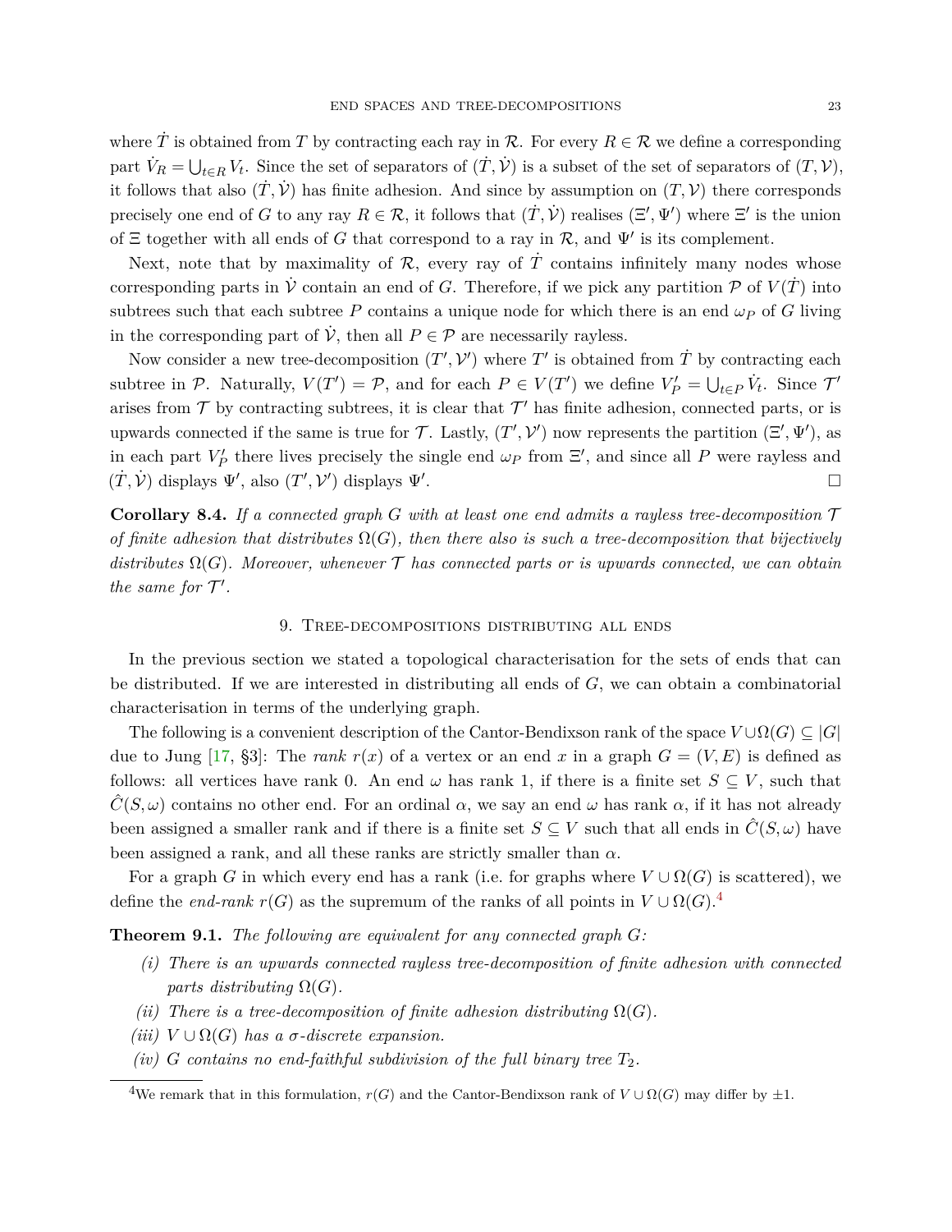where $\dot{T}$ is obtained from $T$ by contracting each ray in $\mathcal{R}$. For every $R \in \mathcal{R}$ we define a corresponding part $\dot{V}_R = \bigcup_{t \in R} V_t$. Since the set of separators of $(\dot{T}, \dot{\mathcal{V}})$ is a subset of the set of separators of $(T, \mathcal{V})$, it follows that also $(\dot{T}, \dot{\mathcal{V}})$ has finite adhesion. And since by assumption on $(T, \mathcal{V})$ there corresponds precisely one end of $G$ to any ray $R \in \mathcal{R}$, it follows that $(\dot{T}, \dot{\mathcal{V}})$ realises $(\Xi', \Psi')$ where $\Xi'$ is the union of $\Xi$ together with all ends of $G$ that correspond to a ray in $\mathcal{R}$, and $\Psi'$ is its complement.

Next, note that by maximality of $\mathcal{R}$, every ray of $\dot{T}$ contains infinitely many nodes whose corresponding parts in $\dot{\mathcal{V}}$ contain an end of $G$. Therefore, if we pick any partition $\mathcal{P}$ of $V(\dot{T})$ into subtrees such that each subtree $P$ contains a unique node for which there is an end $\omega_P$ of $G$ living in the corresponding part of $\dot{\mathcal{V}}$, then all $P \in \mathcal{P}$ are necessarily rayless.

Now consider a new tree-decomposition $(T', \mathcal{V}')$ where $T'$ is obtained from $\dot{T}$ by contracting each subtree in $\mathcal{P}$. Naturally, $V(T') = \mathcal{P}$, and for each $P \in V(T')$ we define $V'_P = \bigcup_{t \in P} \dot{V}_t$. Since $\mathcal{T}'$ arises from $\mathcal{T}$ by contracting subtrees, it is clear that $\mathcal{T}'$ has finite adhesion, connected parts, or is upwards connected if the same is true for $\mathcal{T}$. Lastly, $(T', \mathcal{V}')$ now represents the partition $(\Xi', \Psi')$, as in each part $V'_P$ there lives precisely the single end $\omega_P$ from $\Xi'$, and since all $P$ were rayless and $(\dot{T}, \dot{\mathcal{V}})$ displays $\Psi'$, also $(T', \mathcal{V}')$ displays $\Psi'$. □

**Corollary 8.4.** *If a connected graph $G$ with at least one end admits a rayless tree-decomposition $\mathcal{T}$ of finite adhesion that distributes $\Omega(G)$, then there also is such a tree-decomposition that bijectively distributes $\Omega(G)$. Moreover, whenever $\mathcal{T}$ has connected parts or is upwards connected, we can obtain the same for $\mathcal{T}'$.*

## 9. Tree-decompositions distributing all ends

In the previous section we stated a topological characterisation for the sets of ends that can be distributed. If we are interested in distributing all ends of $G$, we can obtain a combinatorial characterisation in terms of the underlying graph.

The following is a convenient description of the Cantor-Bendixson rank of the space $V \cup \Omega(G) \subseteq |G|$ due to Jung [17, §3]: The *rank* $r(x)$ of a vertex or an end $x$ in a graph $G = (V, E)$ is defined as follows: all vertices have rank 0. An end $\omega$ has rank 1, if there is a finite set $S \subseteq V$, such that $\hat{C}(S, \omega)$ contains no other end. For an ordinal $\alpha$, we say an end $\omega$ has rank $\alpha$, if it has not already been assigned a smaller rank and if there is a finite set $S \subseteq V$ such that all ends in $\hat{C}(S, \omega)$ have been assigned a rank, and all these ranks are strictly smaller than $\alpha$.

For a graph $G$ in which every end has a rank (i.e. for graphs where $V \cup \Omega(G)$ is scattered), we define the *end-rank* $r(G)$ as the supremum of the ranks of all points in $V \cup \Omega(G)$.[4]

**Theorem 9.1.** *The following are equivalent for any connected graph $G$:*

- *(i) There is an upwards connected rayless tree-decomposition of finite adhesion with connected parts distributing $\Omega(G)$.*
- *(ii) There is a tree-decomposition of finite adhesion distributing $\Omega(G)$.*
- *(iii) $V \cup \Omega(G)$ has a $\sigma$-discrete expansion.*
- *(iv) $G$ contains no end-faithful subdivision of the full binary tree $T_2$.*

[4] We remark that in this formulation, $r(G)$ and the Cantor-Bendixson rank of $V \cup \Omega(G)$ may differ by $\pm 1$.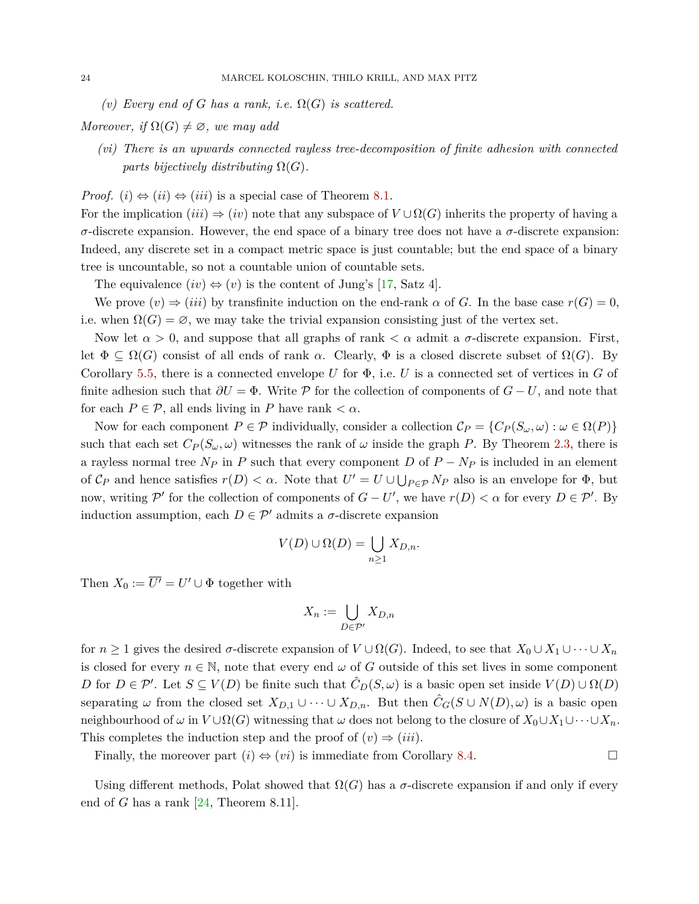*(v) Every end of $G$ has a rank, i.e. $\Omega(G)$ is scattered.*

*Moreover, if $\Omega(G) \neq \varnothing$, we may add*

*(vi) There is an upwards connected rayless tree-decomposition of finite adhesion with connected parts bijectively distributing $\Omega(G)$.*

*Proof.* $(i) \Leftrightarrow (ii) \Leftrightarrow (iii)$ is a special case of Theorem 8.1.

For the implication $(iii) \Rightarrow (iv)$ note that any subspace of $V \cup \Omega(G)$ inherits the property of having a $\sigma$-discrete expansion. However, the end space of a binary tree does not have a $\sigma$-discrete expansion: Indeed, any discrete set in a compact metric space is just countable; but the end space of a binary tree is uncountable, so not a countable union of countable sets.

The equivalence $(iv) \Leftrightarrow (v)$ is the content of Jung's [17, Satz 4].

We prove $(v) \Rightarrow (iii)$ by transfinite induction on the end-rank $\alpha$ of $G$. In the base case $r(G) = 0$, i.e. when $\Omega(G) = \varnothing$, we may take the trivial expansion consisting just of the vertex set.

Now let $\alpha > 0$, and suppose that all graphs of rank $< \alpha$ admit a $\sigma$-discrete expansion. First, let $\Phi \subseteq \Omega(G)$ consist of all ends of rank $\alpha$. Clearly, $\Phi$ is a closed discrete subset of $\Omega(G)$. By Corollary 5.5, there is a connected envelope $U$ for $\Phi$, i.e. $U$ is a connected set of vertices in $G$ of finite adhesion such that $\partial U = \Phi$. Write $\mathcal{P}$ for the collection of components of $G - U$, and note that for each $P \in \mathcal{P}$, all ends living in $P$ have rank $< \alpha$.

Now for each component $P \in \mathcal{P}$ individually, consider a collection $\mathcal{C}_P = \{C_P(S_\omega, \omega) : \omega \in \Omega(P)\}$ such that each set $C_P(S_\omega, \omega)$ witnesses the rank of $\omega$ inside the graph $P$. By Theorem 2.3, there is a rayless normal tree $N_P$ in $P$ such that every component $D$ of $P - N_P$ is included in an element of $\mathcal{C}_P$ and hence satisfies $r(D) < \alpha$. Note that $U' = U \cup \bigcup_{P \in \mathcal{P}} N_P$ also is an envelope for $\Phi$, but now, writing $\mathcal{P}'$ for the collection of components of $G - U'$, we have $r(D) < \alpha$ for every $D \in \mathcal{P}'$. By induction assumption, each $D \in \mathcal{P}'$ admits a $\sigma$-discrete expansion

$$V(D) \cup \Omega(D) = \bigcup_{n \geq 1} X_{D,n}.$$

Then $X_0 := \overline{U'} = U' \cup \Phi$ together with

$$X_n := \bigcup_{D \in \mathcal{P}'} X_{D,n}$$

for $n \geq 1$ gives the desired $\sigma$-discrete expansion of $V \cup \Omega(G)$. Indeed, to see that $X_0 \cup X_1 \cup \cdots \cup X_n$ is closed for every $n \in \mathbb{N}$, note that every end $\omega$ of $G$ outside of this set lives in some component $D$ for $D \in \mathcal{P}'$. Let $S \subseteq V(D)$ be finite such that $\hat{C}_D(S, \omega)$ is a basic open set inside $V(D) \cup \Omega(D)$ separating $\omega$ from the closed set $X_{D,1} \cup \cdots \cup X_{D,n}$. But then $\hat{C}_G(S \cup N(D), \omega)$ is a basic open neighbourhood of $\omega$ in $V \cup \Omega(G)$ witnessing that $\omega$ does not belong to the closure of $X_0 \cup X_1 \cup \cdots \cup X_n$. This completes the induction step and the proof of $(v) \Rightarrow (iii)$.

Finally, the moreover part $(i) \Leftrightarrow (vi)$ is immediate from Corollary 8.4. $\square$

Using different methods, Polat showed that $\Omega(G)$ has a $\sigma$-discrete expansion if and only if every end of $G$ has a rank [24, Theorem 8.11].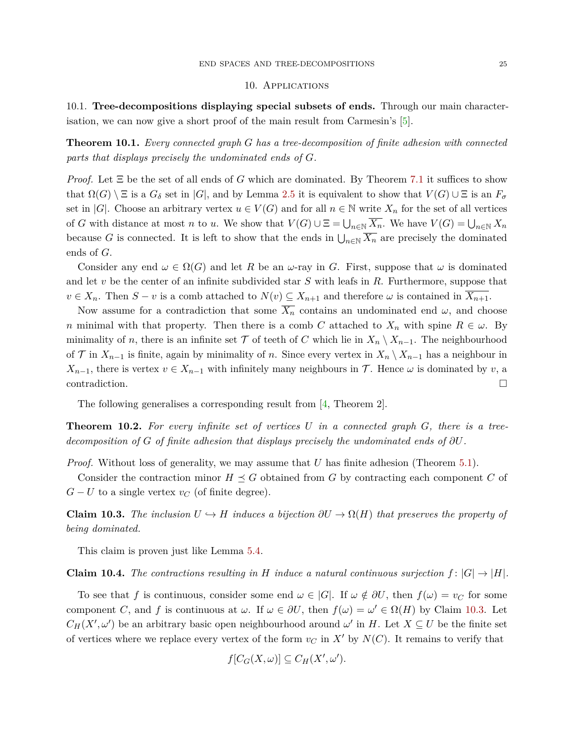## 10. Applications

**10.1. Tree-decompositions displaying special subsets of ends.** Through our main characterisation, we can now give a short proof of the main result from Carmesin's [5].

**Theorem 10.1.** *Every connected graph $G$ has a tree-decomposition of finite adhesion with connected parts that displays precisely the undominated ends of $G$.*

*Proof.* Let $\Xi$ be the set of all ends of $G$ which are dominated. By Theorem 7.1 it suffices to show that $\Omega(G) \setminus \Xi$ is a $G_\delta$ set in $|G|$, and by Lemma 2.5 it is equivalent to show that $V(G) \cup \Xi$ is an $F_\sigma$ set in $|G|$. Choose an arbitrary vertex $u \in V(G)$ and for all $n \in \mathbb{N}$ write $X_n$ for the set of all vertices of $G$ with distance at most $n$ to $u$. We show that $V(G) \cup \Xi = \bigcup_{n\in\mathbb{N}} \overline{X_n}$. We have $V(G) = \bigcup_{n\in\mathbb{N}} X_n$ because $G$ is connected. It is left to show that the ends in $\bigcup_{n\in\mathbb{N}} \overline{X_n}$ are precisely the dominated ends of $G$.

Consider any end $\omega \in \Omega(G)$ and let $R$ be an $\omega$-ray in $G$. First, suppose that $\omega$ is dominated and let $v$ be the center of an infinite subdivided star $S$ with leafs in $R$. Furthermore, suppose that $v \in X_n$. Then $S - v$ is a comb attached to $N(v) \subseteq X_{n+1}$ and therefore $\omega$ is contained in $\overline{X_{n+1}}$.

Now assume for a contradiction that some $\overline{X_n}$ contains an undominated end $\omega$, and choose $n$ minimal with that property. Then there is a comb $C$ attached to $X_n$ with spine $R \in \omega$. By minimality of $n$, there is an infinite set $\mathcal{T}$ of teeth of $C$ which lie in $X_n \setminus X_{n-1}$. The neighbourhood of $\mathcal{T}$ in $X_{n-1}$ is finite, again by minimality of $n$. Since every vertex in $X_n \setminus X_{n-1}$ has a neighbour in $X_{n-1}$, there is vertex $v \in X_{n-1}$ with infinitely many neighbours in $\mathcal{T}$. Hence $\omega$ is dominated by $v$, a contradiction. $\square$

The following generalises a corresponding result from [4, Theorem 2].

**Theorem 10.2.** *For every infinite set of vertices $U$ in a connected graph $G$, there is a tree-decomposition of $G$ of finite adhesion that displays precisely the undominated ends of $\partial U$.*

*Proof.* Without loss of generality, we may assume that $U$ has finite adhesion (Theorem 5.1).

Consider the contraction minor $H \preceq G$ obtained from $G$ by contracting each component $C$ of $G - U$ to a single vertex $v_C$ (of finite degree).

**Claim 10.3.** *The inclusion $U \hookrightarrow H$ induces a bijection $\partial U \to \Omega(H)$ that preserves the property of being dominated.*

This claim is proven just like Lemma 5.4.

**Claim 10.4.** *The contractions resulting in $H$ induce a natural continuous surjection $f \colon |G| \to |H|$.*

To see that $f$ is continuous, consider some end $\omega \in |G|$. If $\omega \notin \partial U$, then $f(\omega) = v_C$ for some component $C$, and $f$ is continuous at $\omega$. If $\omega \in \partial U$, then $f(\omega) = \omega' \in \Omega(H)$ by Claim 10.3. Let $C_H(X', \omega')$ be an arbitrary basic open neighbourhood around $\omega'$ in $H$. Let $X \subseteq U$ be the finite set of vertices where we replace every vertex of the form $v_C$ in $X'$ by $N(C)$. It remains to verify that

$$f[C_G(X, \omega)] \subseteq C_H(X', \omega').$$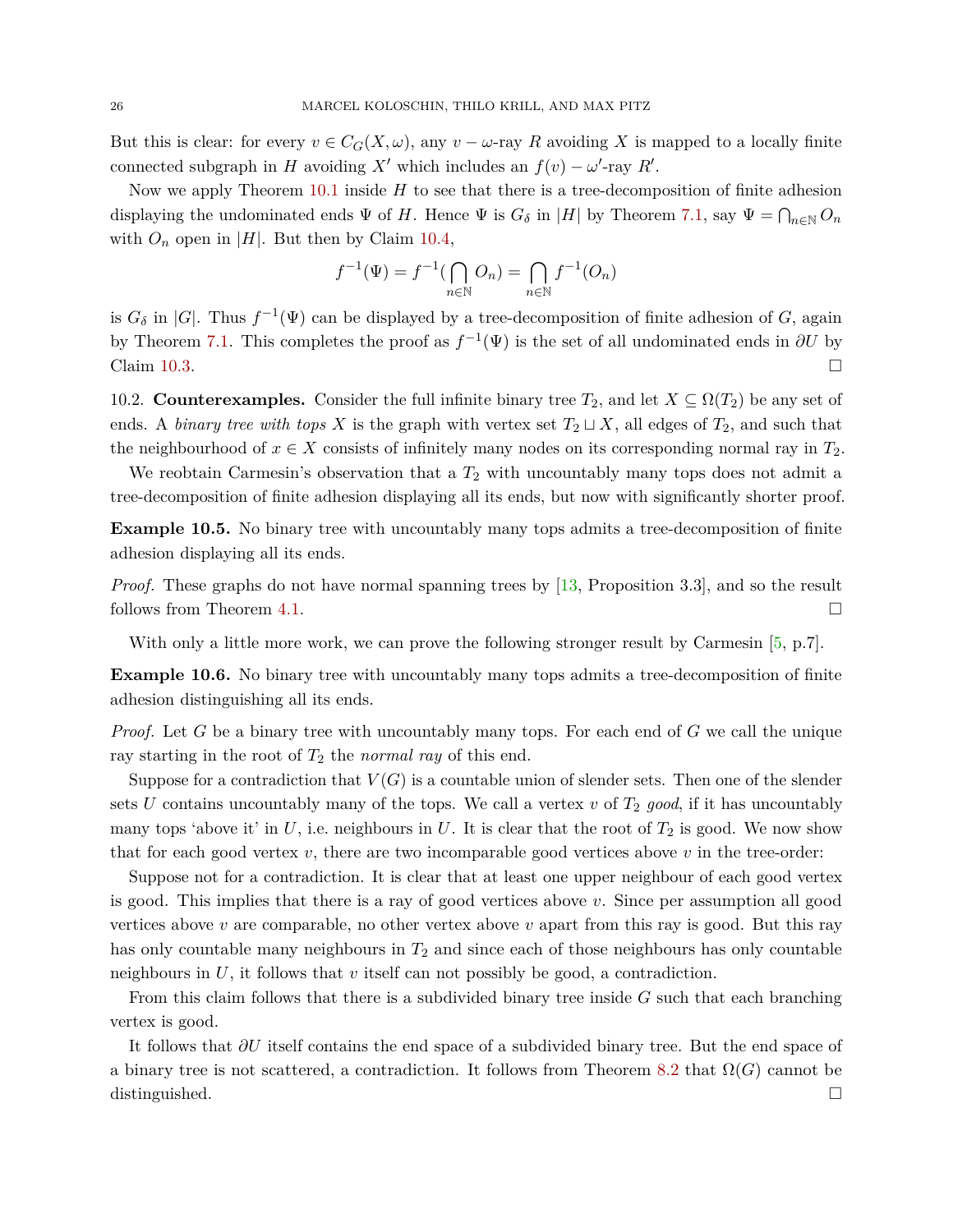But this is clear: for every $v \in C_G(X, \omega)$, any $v - \omega$-ray $R$ avoiding $X$ is mapped to a locally finite connected subgraph in $H$ avoiding $X'$ which includes an $f(v) - \omega'$-ray $R'$.

Now we apply Theorem 10.1 inside $H$ to see that there is a tree-decomposition of finite adhesion displaying the undominated ends $\Psi$ of $H$. Hence $\Psi$ is $G_\delta$ in $|H|$ by Theorem 7.1, say $\Psi = \bigcap_{n \in \mathbb{N}} O_n$ with $O_n$ open in $|H|$. But then by Claim 10.4,

$$f^{-1}(\Psi) = f^{-1}(\bigcap_{n \in \mathbb{N}} O_n) = \bigcap_{n \in \mathbb{N}} f^{-1}(O_n)$$

is $G_\delta$ in $|G|$. Thus $f^{-1}(\Psi)$ can be displayed by a tree-decomposition of finite adhesion of $G$, again by Theorem 7.1. This completes the proof as $f^{-1}(\Psi)$ is the set of all undominated ends in $\partial U$ by Claim 10.3. □

10.2. **Counterexamples.** Consider the full infinite binary tree $T_2$, and let $X \subseteq \Omega(T_2)$ be any set of ends. A *binary tree with tops* $X$ is the graph with vertex set $T_2 \sqcup X$, all edges of $T_2$, and such that the neighbourhood of $x \in X$ consists of infinitely many nodes on its corresponding normal ray in $T_2$.

We reobtain Carmesin's observation that a $T_2$ with uncountably many tops does not admit a tree-decomposition of finite adhesion displaying all its ends, but now with significantly shorter proof.

**Example 10.5.** No binary tree with uncountably many tops admits a tree-decomposition of finite adhesion displaying all its ends.

*Proof.* These graphs do not have normal spanning trees by [13, Proposition 3.3], and so the result follows from Theorem 4.1. □

With only a little more work, we can prove the following stronger result by Carmesin [5, p.7].

**Example 10.6.** No binary tree with uncountably many tops admits a tree-decomposition of finite adhesion distinguishing all its ends.

*Proof.* Let $G$ be a binary tree with uncountably many tops. For each end of $G$ we call the unique ray starting in the root of $T_2$ the *normal ray* of this end.

Suppose for a contradiction that $V(G)$ is a countable union of slender sets. Then one of the slender sets $U$ contains uncountably many of the tops. We call a vertex $v$ of $T_2$ *good*, if it has uncountably many tops 'above it' in $U$, i.e. neighbours in $U$. It is clear that the root of $T_2$ is good. We now show that for each good vertex $v$, there are two incomparable good vertices above $v$ in the tree-order:

Suppose not for a contradiction. It is clear that at least one upper neighbour of each good vertex is good. This implies that there is a ray of good vertices above $v$. Since per assumption all good vertices above $v$ are comparable, no other vertex above $v$ apart from this ray is good. But this ray has only countable many neighbours in $T_2$ and since each of those neighbours has only countable neighbours in $U$, it follows that $v$ itself can not possibly be good, a contradiction.

From this claim follows that there is a subdivided binary tree inside $G$ such that each branching vertex is good.

It follows that $\partial U$ itself contains the end space of a subdivided binary tree. But the end space of a binary tree is not scattered, a contradiction. It follows from Theorem 8.2 that $\Omega(G)$ cannot be distinguished. □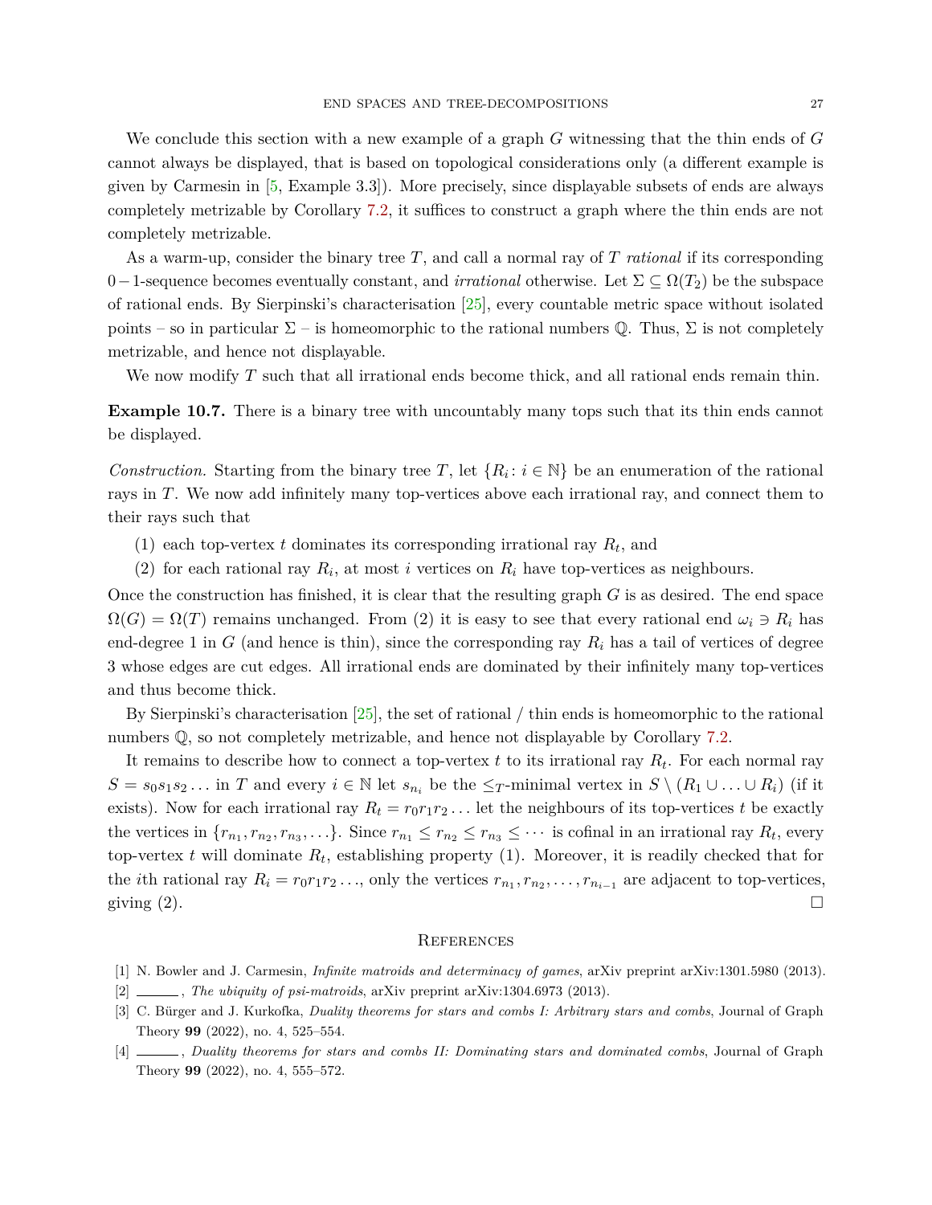We conclude this section with a new example of a graph $G$ witnessing that the thin ends of $G$ cannot always be displayed, that is based on topological considerations only (a different example is given by Carmesin in [5, Example 3.3]). More precisely, since displayable subsets of ends are always completely metrizable by Corollary 7.2, it suffices to construct a graph where the thin ends are not completely metrizable.

As a warm-up, consider the binary tree $T$, and call a normal ray of $T$ *rational* if its corresponding $0-1$-sequence becomes eventually constant, and *irrational* otherwise. Let $\Sigma \subseteq \Omega(T_2)$ be the subspace of rational ends. By Sierpinski's characterisation [25], every countable metric space without isolated points – so in particular $\Sigma$ – is homeomorphic to the rational numbers $\mathbb{Q}$. Thus, $\Sigma$ is not completely metrizable, and hence not displayable.

We now modify $T$ such that all irrational ends become thick, and all rational ends remain thin.

**Example 10.7.** There is a binary tree with uncountably many tops such that its thin ends cannot be displayed.

*Construction.* Starting from the binary tree $T$, let $\{R_i \colon i \in \mathbb{N}\}$ be an enumeration of the rational rays in $T$. We now add infinitely many top-vertices above each irrational ray, and connect them to their rays such that

(1) each top-vertex $t$ dominates its corresponding irrational ray $R_t$, and

(2) for each rational ray $R_i$, at most $i$ vertices on $R_i$ have top-vertices as neighbours.

Once the construction has finished, it is clear that the resulting graph $G$ is as desired. The end space $\Omega(G) = \Omega(T)$ remains unchanged. From (2) it is easy to see that every rational end $\omega_i \ni R_i$ has end-degree 1 in $G$ (and hence is thin), since the corresponding ray $R_i$ has a tail of vertices of degree 3 whose edges are cut edges. All irrational ends are dominated by their infinitely many top-vertices and thus become thick.

By Sierpinski's characterisation [25], the set of rational / thin ends is homeomorphic to the rational numbers $\mathbb{Q}$, so not completely metrizable, and hence not displayable by Corollary 7.2.

It remains to describe how to connect a top-vertex $t$ to its irrational ray $R_t$. For each normal ray $S = s_0 s_1 s_2 \dots$ in $T$ and every $i \in \mathbb{N}$ let $s_{n_i}$ be the $\leq_T$-minimal vertex in $S \setminus (R_1 \cup \ldots \cup R_i)$ (if it exists). Now for each irrational ray $R_t = r_0 r_1 r_2 \dots$ let the neighbours of its top-vertices $t$ be exactly the vertices in $\{r_{n_1}, r_{n_2}, r_{n_3}, \dots\}$. Since $r_{n_1} \leq r_{n_2} \leq r_{n_3} \leq \cdots$ is cofinal in an irrational ray $R_t$, every top-vertex $t$ will dominate $R_t$, establishing property (1). Moreover, it is readily checked that for the $i$th rational ray $R_i = r_0 r_1 r_2 \dots$, only the vertices $r_{n_1}, r_{n_2}, \dots, r_{n_{i-1}}$ are adjacent to top-vertices, giving (2). □

## References

[1] N. Bowler and J. Carmesin, *Infinite matroids and determinacy of games*, arXiv preprint arXiv:1301.5980 (2013).

[2] ______, *The ubiquity of psi-matroids*, arXiv preprint arXiv:1304.6973 (2013).

[3] C. Bürger and J. Kurkofka, *Duality theorems for stars and combs I: Arbitrary stars and combs*, Journal of Graph Theory **99** (2022), no. 4, 525–554.

[4] ______, *Duality theorems for stars and combs II: Dominating stars and dominated combs*, Journal of Graph Theory **99** (2022), no. 4, 555–572.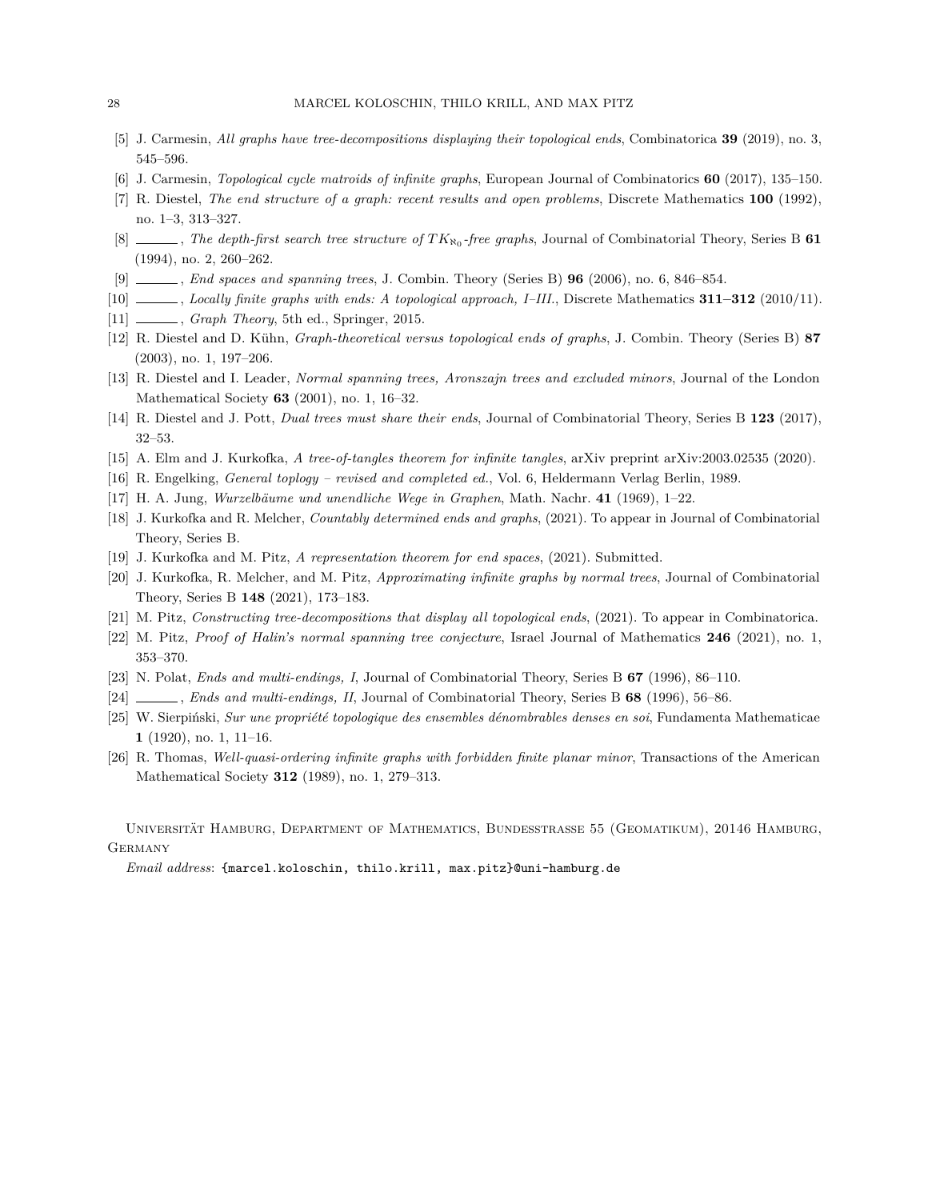[5] J. Carmesin, *All graphs have tree-decompositions displaying their topological ends*, Combinatorica **39** (2019), no. 3, 545–596.

[6] J. Carmesin, *Topological cycle matroids of infinite graphs*, European Journal of Combinatorics **60** (2017), 135–150.

[7] R. Diestel, *The end structure of a graph: recent results and open problems*, Discrete Mathematics **100** (1992), no. 1–3, 313–327.

[8] ______, *The depth-first search tree structure of $TK_{\aleph_0}$-free graphs*, Journal of Combinatorial Theory, Series B **61** (1994), no. 2, 260–262.

[9] ______, *End spaces and spanning trees*, J. Combin. Theory (Series B) **96** (2006), no. 6, 846–854.

[10] ______, *Locally finite graphs with ends: A topological approach, I–III.*, Discrete Mathematics **311–312** (2010/11).

[11] ______, *Graph Theory*, 5th ed., Springer, 2015.

[12] R. Diestel and D. Kühn, *Graph-theoretical versus topological ends of graphs*, J. Combin. Theory (Series B) **87** (2003), no. 1, 197–206.

[13] R. Diestel and I. Leader, *Normal spanning trees, Aronszajn trees and excluded minors*, Journal of the London Mathematical Society **63** (2001), no. 1, 16–32.

[14] R. Diestel and J. Pott, *Dual trees must share their ends*, Journal of Combinatorial Theory, Series B **123** (2017), 32–53.

[15] A. Elm and J. Kurkofka, *A tree-of-tangles theorem for infinite tangles*, arXiv preprint arXiv:2003.02535 (2020).

[16] R. Engelking, *General toplogy – revised and completed ed.*, Vol. 6, Heldermann Verlag Berlin, 1989.

[17] H. A. Jung, *Wurzelbäume und unendliche Wege in Graphen*, Math. Nachr. **41** (1969), 1–22.

[18] J. Kurkofka and R. Melcher, *Countably determined ends and graphs*, (2021). To appear in Journal of Combinatorial Theory, Series B.

[19] J. Kurkofka and M. Pitz, *A representation theorem for end spaces*, (2021). Submitted.

[20] J. Kurkofka, R. Melcher, and M. Pitz, *Approximating infinite graphs by normal trees*, Journal of Combinatorial Theory, Series B **148** (2021), 173–183.

[21] M. Pitz, *Constructing tree-decompositions that display all topological ends*, (2021). To appear in Combinatorica.

[22] M. Pitz, *Proof of Halin's normal spanning tree conjecture*, Israel Journal of Mathematics **246** (2021), no. 1, 353–370.

[23] N. Polat, *Ends and multi-endings, I*, Journal of Combinatorial Theory, Series B **67** (1996), 86–110.

[24] ______, *Ends and multi-endings, II*, Journal of Combinatorial Theory, Series B **68** (1996), 56–86.

[25] W. Sierpiński, *Sur une propriété topologique des ensembles dénombrables denses en soi*, Fundamenta Mathematicae **1** (1920), no. 1, 11–16.

[26] R. Thomas, *Well-quasi-ordering infinite graphs with forbidden finite planar minor*, Transactions of the American Mathematical Society **312** (1989), no. 1, 279–313.

Universität Hamburg, Department of Mathematics, Bundesstrasse 55 (Geomatikum), 20146 Hamburg, Germany

*Email address*: {marcel.koloschin, thilo.krill, max.pitz}@uni-hamburg.de